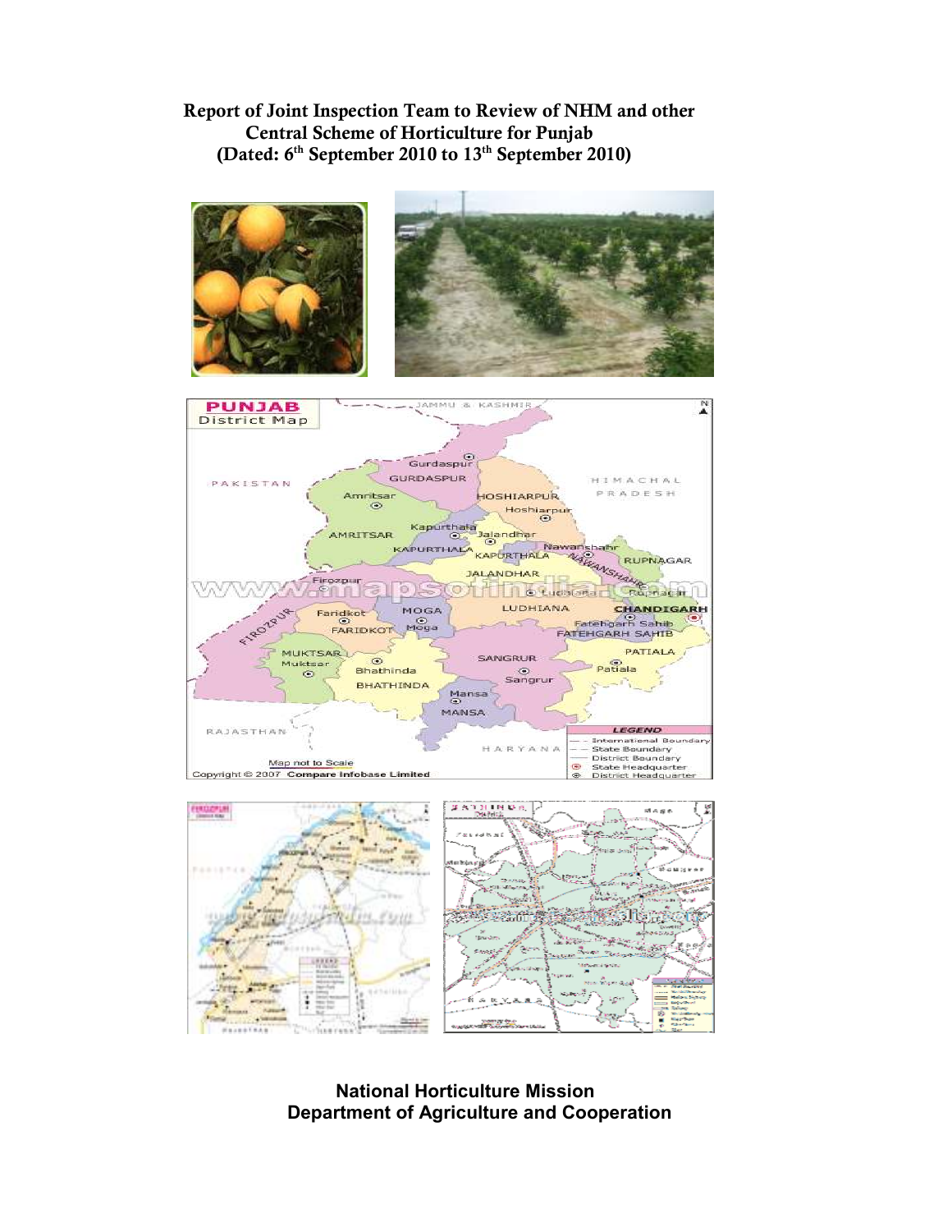# Report of Joint Inspection Team to Review of NHM and other Central Scheme of Horticulture for Punjab
## (Dated: 6th September 2010 to 13th September 2010)

**National Horticulture Mission**
**Department of Agriculture and Cooperation**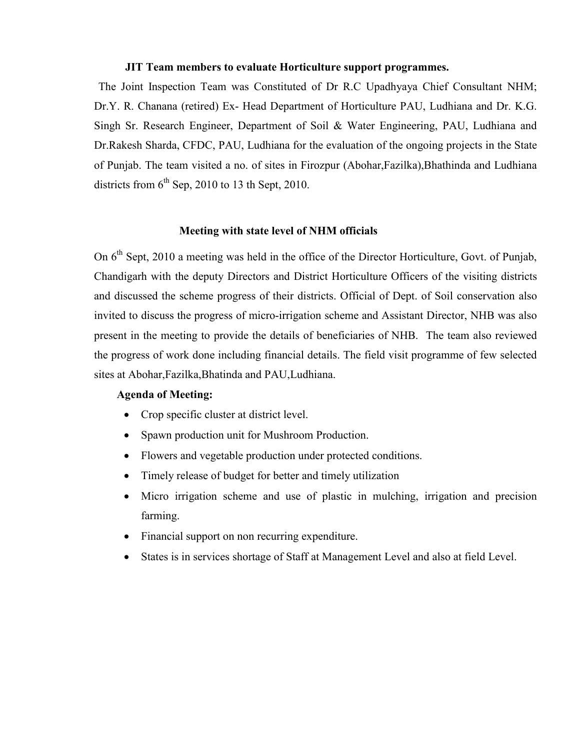### JIT Team members to evaluate Horticulture support programmes.

The Joint Inspection Team was Constituted of Dr R.C Upadhyaya Chief Consultant NHM; Dr.Y. R. Chanana (retired) Ex- Head Department of Horticulture PAU, Ludhiana and Dr. K.G. Singh Sr. Research Engineer, Department of Soil & Water Engineering, PAU, Ludhiana and Dr.Rakesh Sharda, CFDC, PAU, Ludhiana for the evaluation of the ongoing projects in the State of Punjab. The team visited a no. of sites in Firozpur (Abohar,Fazilka),Bhathinda and Ludhiana districts from 6th Sep, 2010 to 13 th Sept, 2010.

### Meeting with state level of NHM officials

On 6th Sept, 2010 a meeting was held in the office of the Director Horticulture, Govt. of Punjab, Chandigarh with the deputy Directors and District Horticulture Officers of the visiting districts and discussed the scheme progress of their districts. Official of Dept. of Soil conservation also invited to discuss the progress of micro-irrigation scheme and Assistant Director, NHB was also present in the meeting to provide the details of beneficiaries of NHB. The team also reviewed the progress of work done including financial details. The field visit programme of few selected sites at Abohar,Fazilka,Bhatinda and PAU,Ludhiana.

**Agenda of Meeting:**

- Crop specific cluster at district level.
- Spawn production unit for Mushroom Production.
- Flowers and vegetable production under protected conditions.
- Timely release of budget for better and timely utilization
- Micro irrigation scheme and use of plastic in mulching, irrigation and precision farming.
- Financial support on non recurring expenditure.
- States is in services shortage of Staff at Management Level and also at field Level.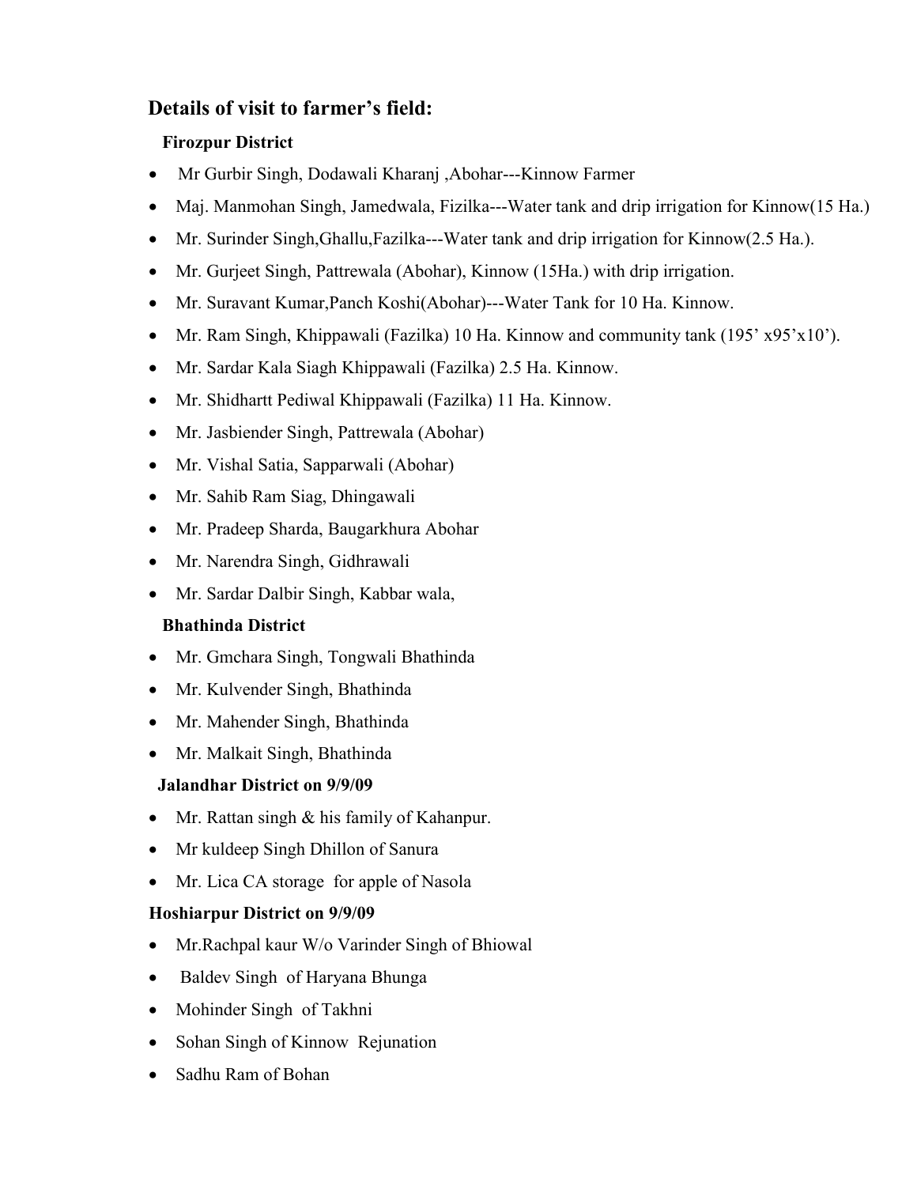## Details of visit to farmer's field:

**Firozpur District**

- Mr Gurbir Singh, Dodawali Kharanj ,Abohar---Kinnow Farmer
- Maj. Manmohan Singh, Jamedwala, Fizilka---Water tank and drip irrigation for Kinnow(15 Ha.)
- Mr. Surinder Singh,Ghallu,Fazilka---Water tank and drip irrigation for Kinnow(2.5 Ha.).
- Mr. Gurjeet Singh, Pattrewala (Abohar), Kinnow (15Ha.) with drip irrigation.
- Mr. Suravant Kumar,Panch Koshi(Abohar)---Water Tank for 10 Ha. Kinnow.
- Mr. Ram Singh, Khippawali (Fazilka) 10 Ha. Kinnow and community tank (195' x95'x10').
- Mr. Sardar Kala Siagh Khippawali (Fazilka) 2.5 Ha. Kinnow.
- Mr. Shidhartt Pediwal Khippawali (Fazilka) 11 Ha. Kinnow.
- Mr. Jasbiender Singh, Pattrewala (Abohar)
- Mr. Vishal Satia, Sapparwali (Abohar)
- Mr. Sahib Ram Siag, Dhingawali
- Mr. Pradeep Sharda, Baugarkhura Abohar
- Mr. Narendra Singh, Gidhrawali
- Mr. Sardar Dalbir Singh, Kabbar wala,

**Bhathinda District**

- Mr. Gmchara Singh, Tongwali Bhathinda
- Mr. Kulvender Singh, Bhathinda
- Mr. Mahender Singh, Bhathinda
- Mr. Malkait Singh, Bhathinda

**Jalandhar District on 9/9/09**

- Mr. Rattan singh & his family of Kahanpur.
- Mr kuldeep Singh Dhillon of Sanura
- Mr. Lica CA storage for apple of Nasola

**Hoshiarpur District on 9/9/09**

- Mr.Rachpal kaur W/o Varinder Singh of Bhiowal
- Baldev Singh of Haryana Bhunga
- Mohinder Singh of Takhni
- Sohan Singh of Kinnow Rejunation
- Sadhu Ram of Bohan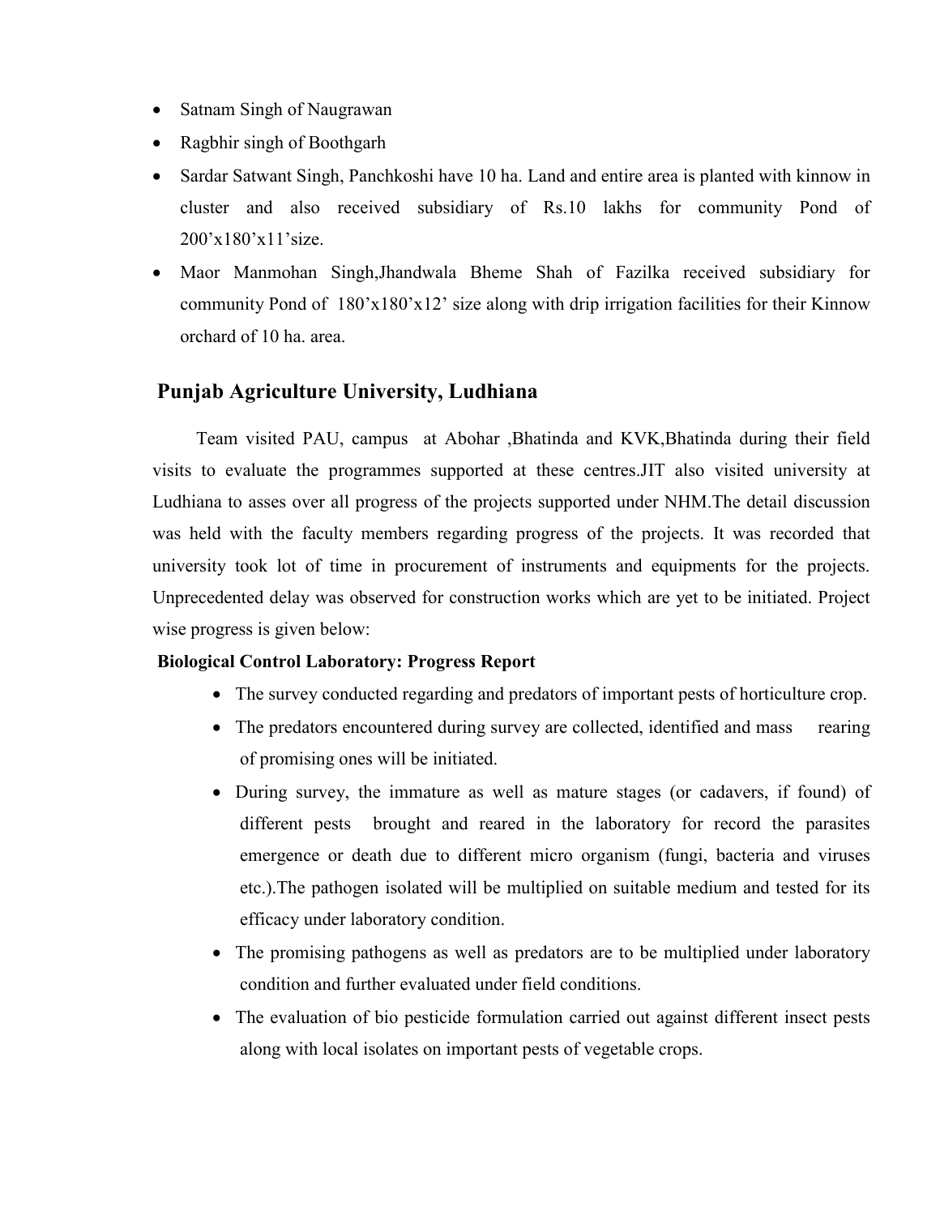- Satnam Singh of Naugrawan
- Ragbhir singh of Boothgarh
- Sardar Satwant Singh, Panchkoshi have 10 ha. Land and entire area is planted with kinnow in cluster and also received subsidiary of Rs.10 lakhs for community Pond of 200'x180'x11'size.
- Maor Manmohan Singh,Jhandwala Bheme Shah of Fazilka received subsidiary for community Pond of 180'x180'x12' size along with drip irrigation facilities for their Kinnow orchard of 10 ha. area.

## Punjab Agriculture University, Ludhiana

Team visited PAU, campus at Abohar ,Bhatinda and KVK,Bhatinda during their field visits to evaluate the programmes supported at these centres.JIT also visited university at Ludhiana to asses over all progress of the projects supported under NHM.The detail discussion was held with the faculty members regarding progress of the projects. It was recorded that university took lot of time in procurement of instruments and equipments for the projects. Unprecedented delay was observed for construction works which are yet to be initiated. Project wise progress is given below:

**Biological Control Laboratory: Progress Report**

- The survey conducted regarding and predators of important pests of horticulture crop.
- The predators encountered during survey are collected, identified and mass rearing of promising ones will be initiated.
- During survey, the immature as well as mature stages (or cadavers, if found) of different pests brought and reared in the laboratory for record the parasites emergence or death due to different micro organism (fungi, bacteria and viruses etc.).The pathogen isolated will be multiplied on suitable medium and tested for its efficacy under laboratory condition.
- The promising pathogens as well as predators are to be multiplied under laboratory condition and further evaluated under field conditions.
- The evaluation of bio pesticide formulation carried out against different insect pests along with local isolates on important pests of vegetable crops.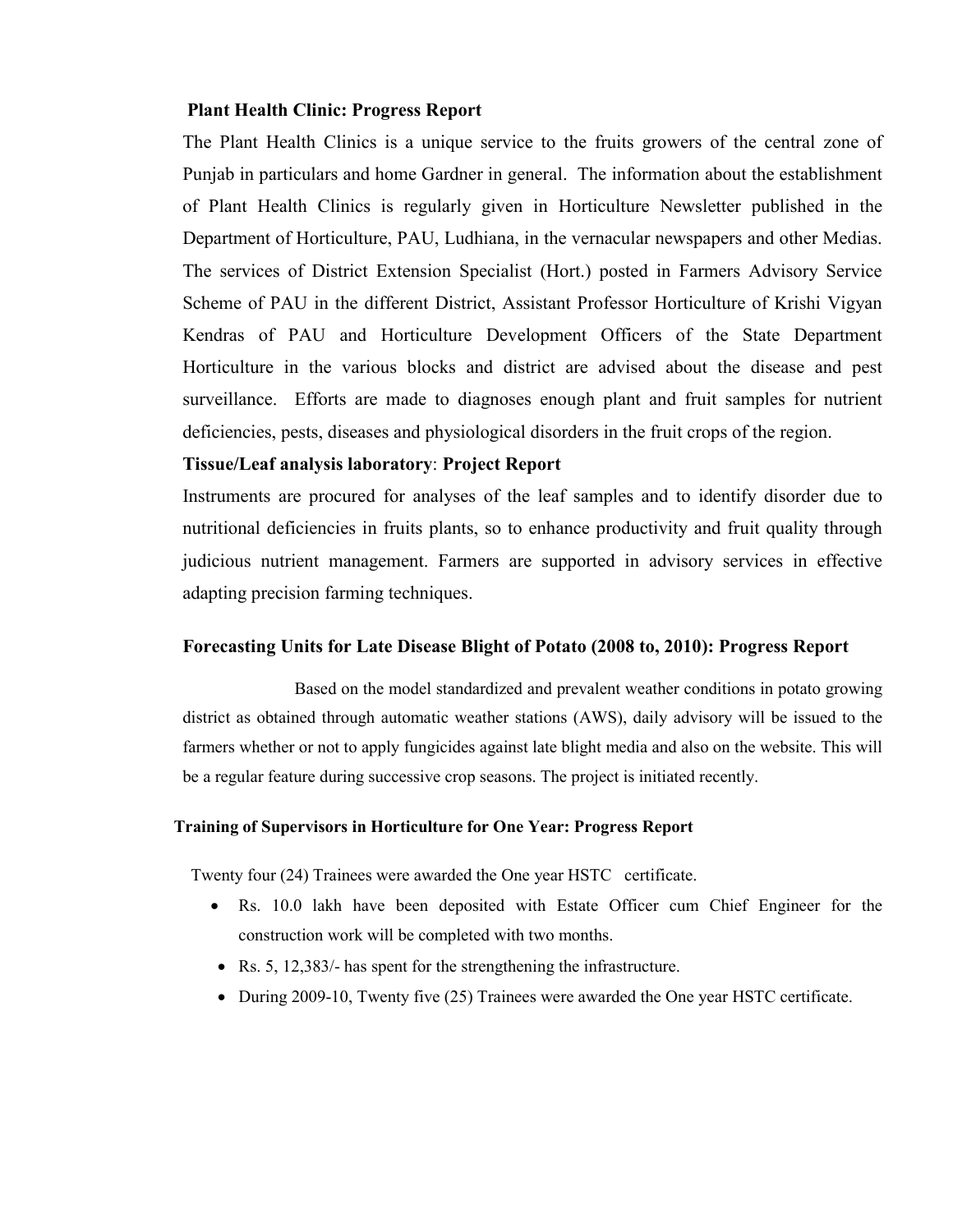**Plant Health Clinic: Progress Report**

The Plant Health Clinics is a unique service to the fruits growers of the central zone of Punjab in particulars and home Gardner in general. The information about the establishment of Plant Health Clinics is regularly given in Horticulture Newsletter published in the Department of Horticulture, PAU, Ludhiana, in the vernacular newspapers and other Medias. The services of District Extension Specialist (Hort.) posted in Farmers Advisory Service Scheme of PAU in the different District, Assistant Professor Horticulture of Krishi Vigyan Kendras of PAU and Horticulture Development Officers of the State Department Horticulture in the various blocks and district are advised about the disease and pest surveillance. Efforts are made to diagnoses enough plant and fruit samples for nutrient deficiencies, pests, diseases and physiological disorders in the fruit crops of the region.

**Tissue/Leaf analysis laboratory**: **Project Report**

Instruments are procured for analyses of the leaf samples and to identify disorder due to nutritional deficiencies in fruits plants, so to enhance productivity and fruit quality through judicious nutrient management. Farmers are supported in advisory services in effective adapting precision farming techniques.

**Forecasting Units for Late Disease Blight of Potato (2008 to, 2010): Progress Report**

Based on the model standardized and prevalent weather conditions in potato growing district as obtained through automatic weather stations (AWS), daily advisory will be issued to the farmers whether or not to apply fungicides against late blight media and also on the website. This will be a regular feature during successive crop seasons. The project is initiated recently.

**Training of Supervisors in Horticulture for One Year: Progress Report**

Twenty four (24) Trainees were awarded the One year HSTC certificate.

- Rs. 10.0 lakh have been deposited with Estate Officer cum Chief Engineer for the construction work will be completed with two months.
- Rs. 5, 12,383/- has spent for the strengthening the infrastructure.
- During 2009-10, Twenty five (25) Trainees were awarded the One year HSTC certificate.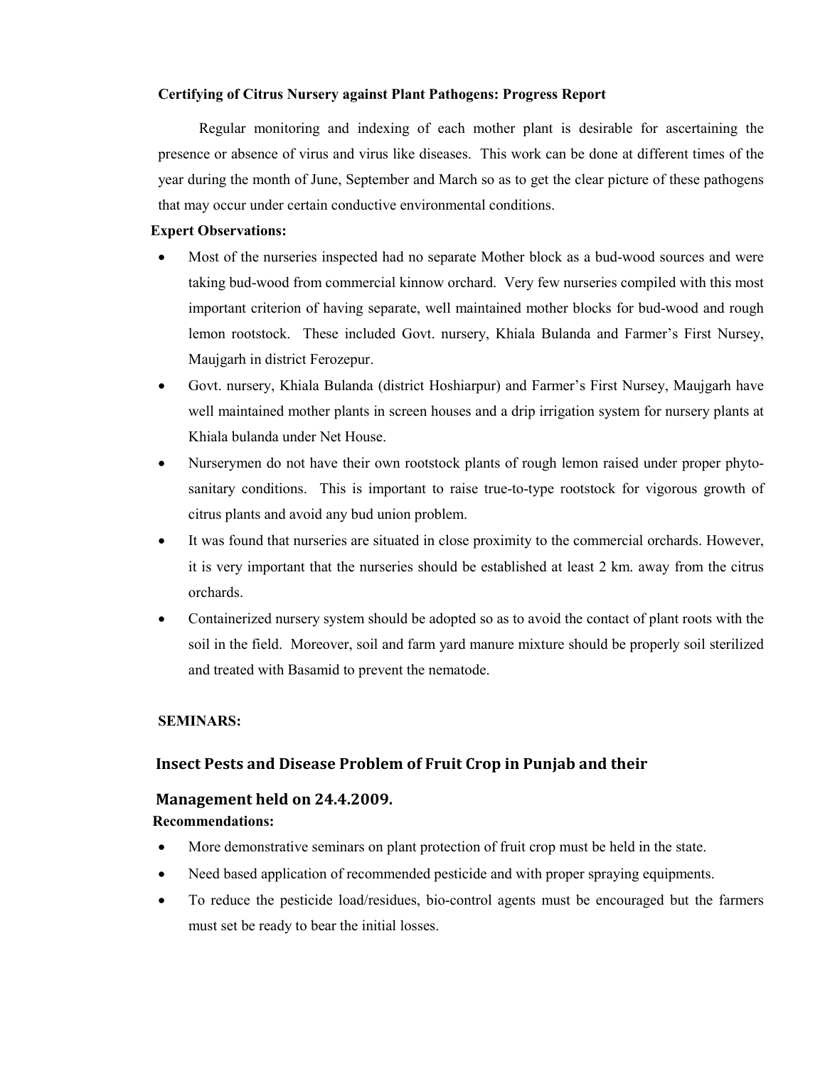**Certifying of Citrus Nursery against Plant Pathogens: Progress Report**

Regular monitoring and indexing of each mother plant is desirable for ascertaining the presence or absence of virus and virus like diseases. This work can be done at different times of the year during the month of June, September and March so as to get the clear picture of these pathogens that may occur under certain conductive environmental conditions.

**Expert Observations:**

- Most of the nurseries inspected had no separate Mother block as a bud-wood sources and were taking bud-wood from commercial kinnow orchard. Very few nurseries compiled with this most important criterion of having separate, well maintained mother blocks for bud-wood and rough lemon rootstock. These included Govt. nursery, Khiala Bulanda and Farmer's First Nursey, Maujgarh in district Ferozepur.
- Govt. nursery, Khiala Bulanda (district Hoshiarpur) and Farmer's First Nursey, Maujgarh have well maintained mother plants in screen houses and a drip irrigation system for nursery plants at Khiala bulanda under Net House.
- Nurserymen do not have their own rootstock plants of rough lemon raised under proper phyto-sanitary conditions. This is important to raise true-to-type rootstock for vigorous growth of citrus plants and avoid any bud union problem.
- It was found that nurseries are situated in close proximity to the commercial orchards. However, it is very important that the nurseries should be established at least 2 km. away from the citrus orchards.
- Containerized nursery system should be adopted so as to avoid the contact of plant roots with the soil in the field. Moreover, soil and farm yard manure mixture should be properly soil sterilized and treated with Basamid to prevent the nematode.

**SEMINARS:**

## Insect Pests and Disease Problem of Fruit Crop in Punjab and their Management held on 24.4.2009.

**Recommendations:**

- More demonstrative seminars on plant protection of fruit crop must be held in the state.
- Need based application of recommended pesticide and with proper spraying equipments.
- To reduce the pesticide load/residues, bio-control agents must be encouraged but the farmers must set be ready to bear the initial losses.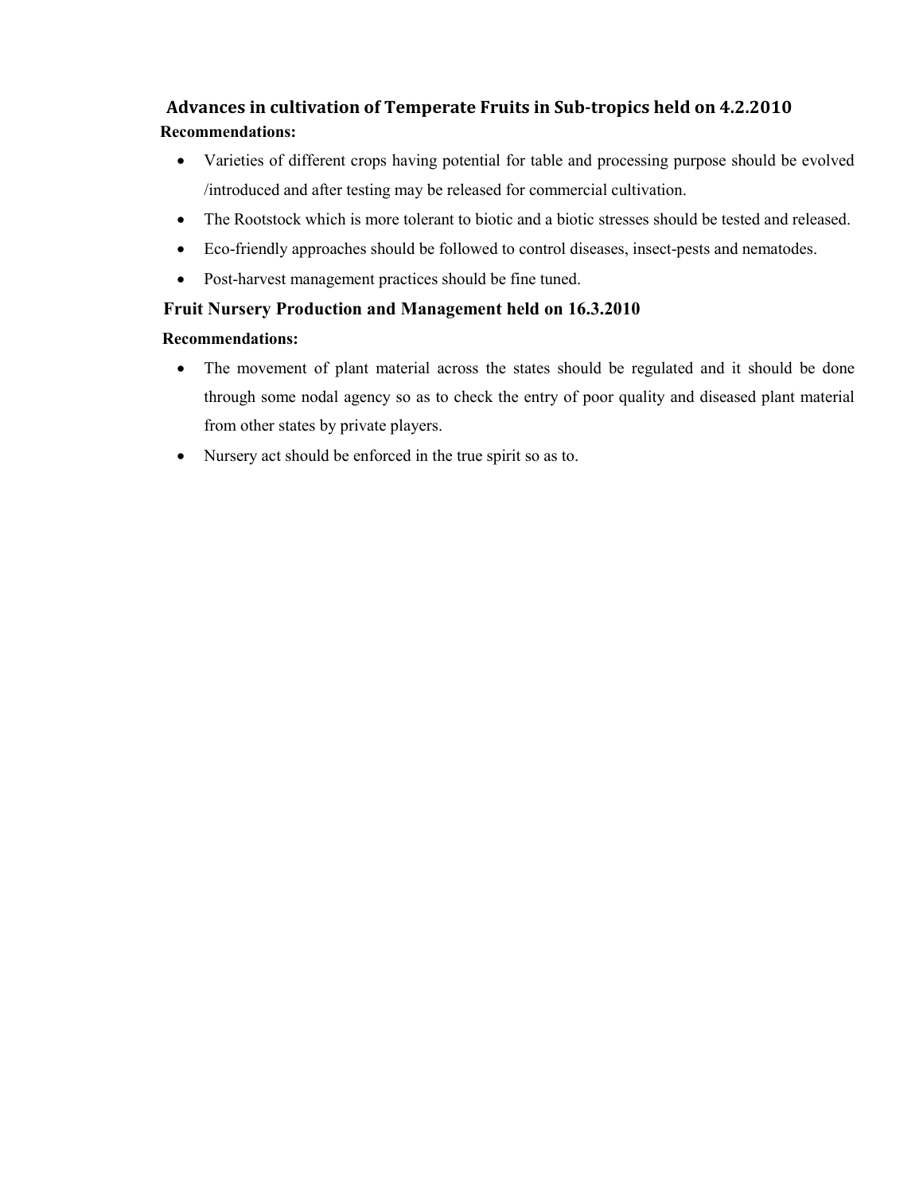## Advances in cultivation of Temperate Fruits in Sub-tropics held on 4.2.2010

**Recommendations:**

- Varieties of different crops having potential for table and processing purpose should be evolved /introduced and after testing may be released for commercial cultivation.
- The Rootstock which is more tolerant to biotic and a biotic stresses should be tested and released.
- Eco-friendly approaches should be followed to control diseases, insect-pests and nematodes.
- Post-harvest management practices should be fine tuned.

## Fruit Nursery Production and Management held on 16.3.2010

**Recommendations:**

- The movement of plant material across the states should be regulated and it should be done through some nodal agency so as to check the entry of poor quality and diseased plant material from other states by private players.
- Nursery act should be enforced in the true spirit so as to.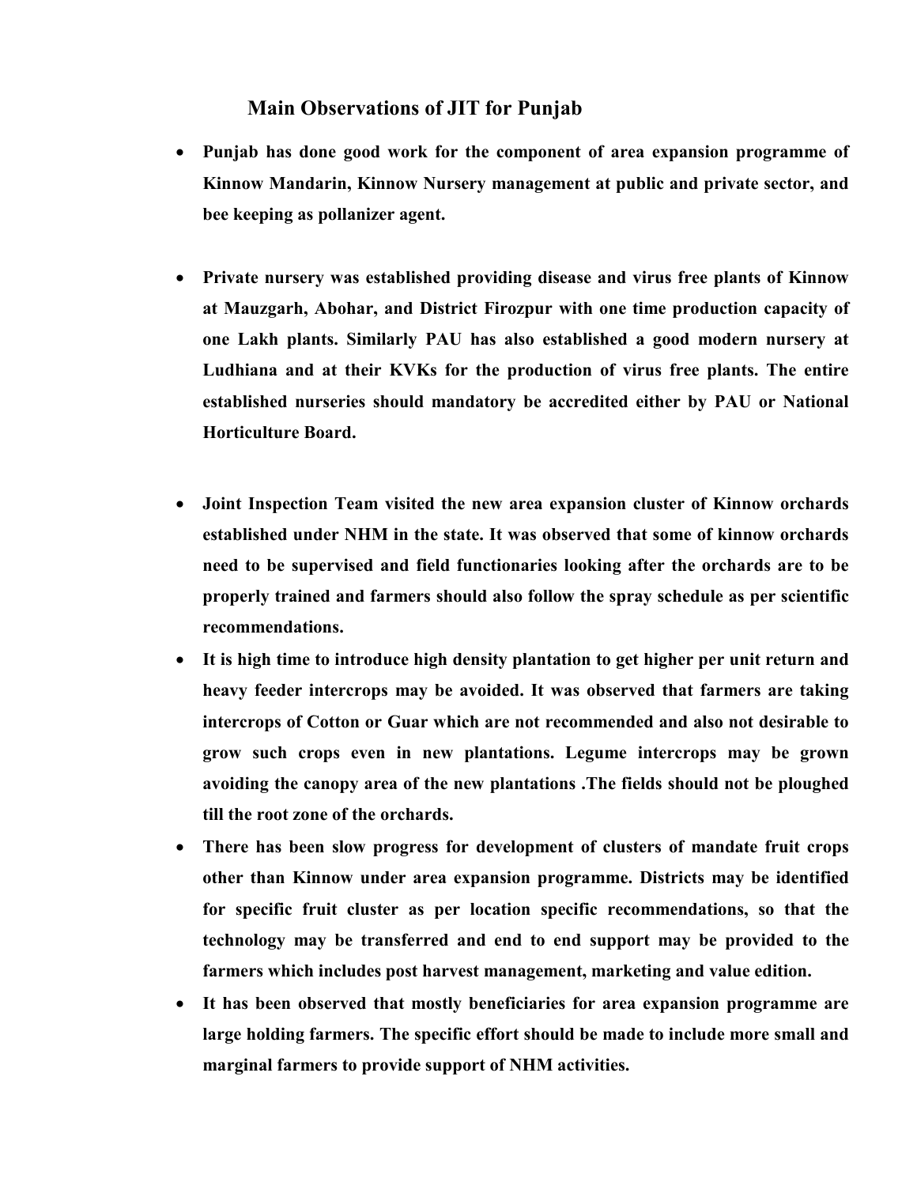## Main Observations of JIT for Punjab

- **Punjab has done good work for the component of area expansion programme of Kinnow Mandarin, Kinnow Nursery management at public and private sector, and bee keeping as pollanizer agent.**

- **Private nursery was established providing disease and virus free plants of Kinnow at Mauzgarh, Abohar, and District Firozpur with one time production capacity of one Lakh plants. Similarly PAU has also established a good modern nursery at Ludhiana and at their KVKs for the production of virus free plants. The entire established nurseries should mandatory be accredited either by PAU or National Horticulture Board.**

- **Joint Inspection Team visited the new area expansion cluster of Kinnow orchards established under NHM in the state. It was observed that some of kinnow orchards need to be supervised and field functionaries looking after the orchards are to be properly trained and farmers should also follow the spray schedule as per scientific recommendations.**
- **It is high time to introduce high density plantation to get higher per unit return and heavy feeder intercrops may be avoided. It was observed that farmers are taking intercrops of Cotton or Guar which are not recommended and also not desirable to grow such crops even in new plantations. Legume intercrops may be grown avoiding the canopy area of the new plantations .The fields should not be ploughed till the root zone of the orchards.**
- **There has been slow progress for development of clusters of mandate fruit crops other than Kinnow under area expansion programme. Districts may be identified for specific fruit cluster as per location specific recommendations, so that the technology may be transferred and end to end support may be provided to the farmers which includes post harvest management, marketing and value edition.**
- **It has been observed that mostly beneficiaries for area expansion programme are large holding farmers. The specific effort should be made to include more small and marginal farmers to provide support of NHM activities.**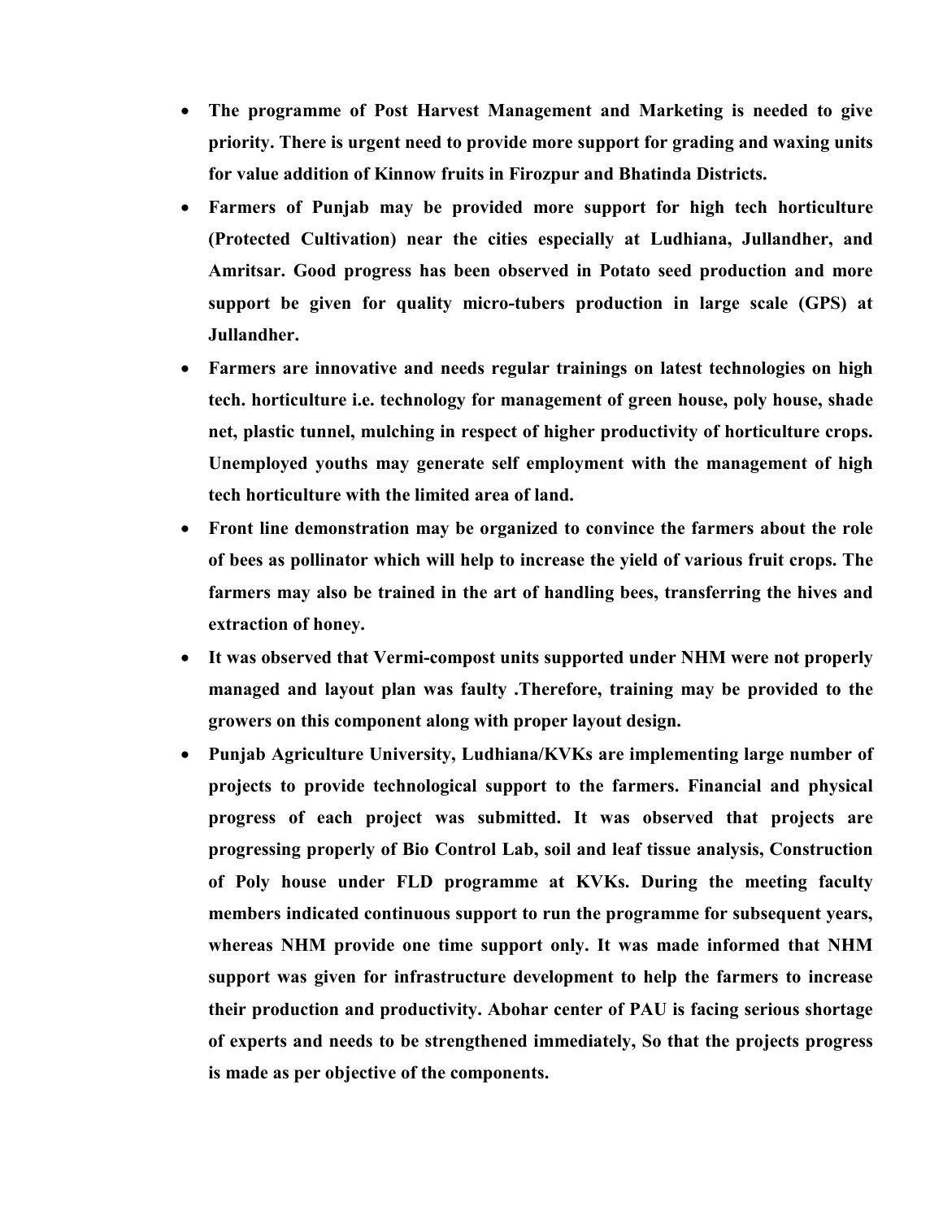- **The programme of Post Harvest Management and Marketing is needed to give priority. There is urgent need to provide more support for grading and waxing units for value addition of Kinnow fruits in Firozpur and Bhatinda Districts.**
- **Farmers of Punjab may be provided more support for high tech horticulture (Protected Cultivation) near the cities especially at Ludhiana, Jullandher, and Amritsar. Good progress has been observed in Potato seed production and more support be given for quality micro-tubers production in large scale (GPS) at Jullandher.**
- **Farmers are innovative and needs regular trainings on latest technologies on high tech. horticulture i.e. technology for management of green house, poly house, shade net, plastic tunnel, mulching in respect of higher productivity of horticulture crops. Unemployed youths may generate self employment with the management of high tech horticulture with the limited area of land.**
- **Front line demonstration may be organized to convince the farmers about the role of bees as pollinator which will help to increase the yield of various fruit crops. The farmers may also be trained in the art of handling bees, transferring the hives and extraction of honey.**
- **It was observed that Vermi-compost units supported under NHM were not properly managed and layout plan was faulty .Therefore, training may be provided to the growers on this component along with proper layout design.**
- **Punjab Agriculture University, Ludhiana/KVKs are implementing large number of projects to provide technological support to the farmers. Financial and physical progress of each project was submitted. It was observed that projects are progressing properly of Bio Control Lab, soil and leaf tissue analysis, Construction of Poly house under FLD programme at KVKs. During the meeting faculty members indicated continuous support to run the programme for subsequent years, whereas NHM provide one time support only. It was made informed that NHM support was given for infrastructure development to help the farmers to increase their production and productivity. Abohar center of PAU is facing serious shortage of experts and needs to be strengthened immediately, So that the projects progress is made as per objective of the components.**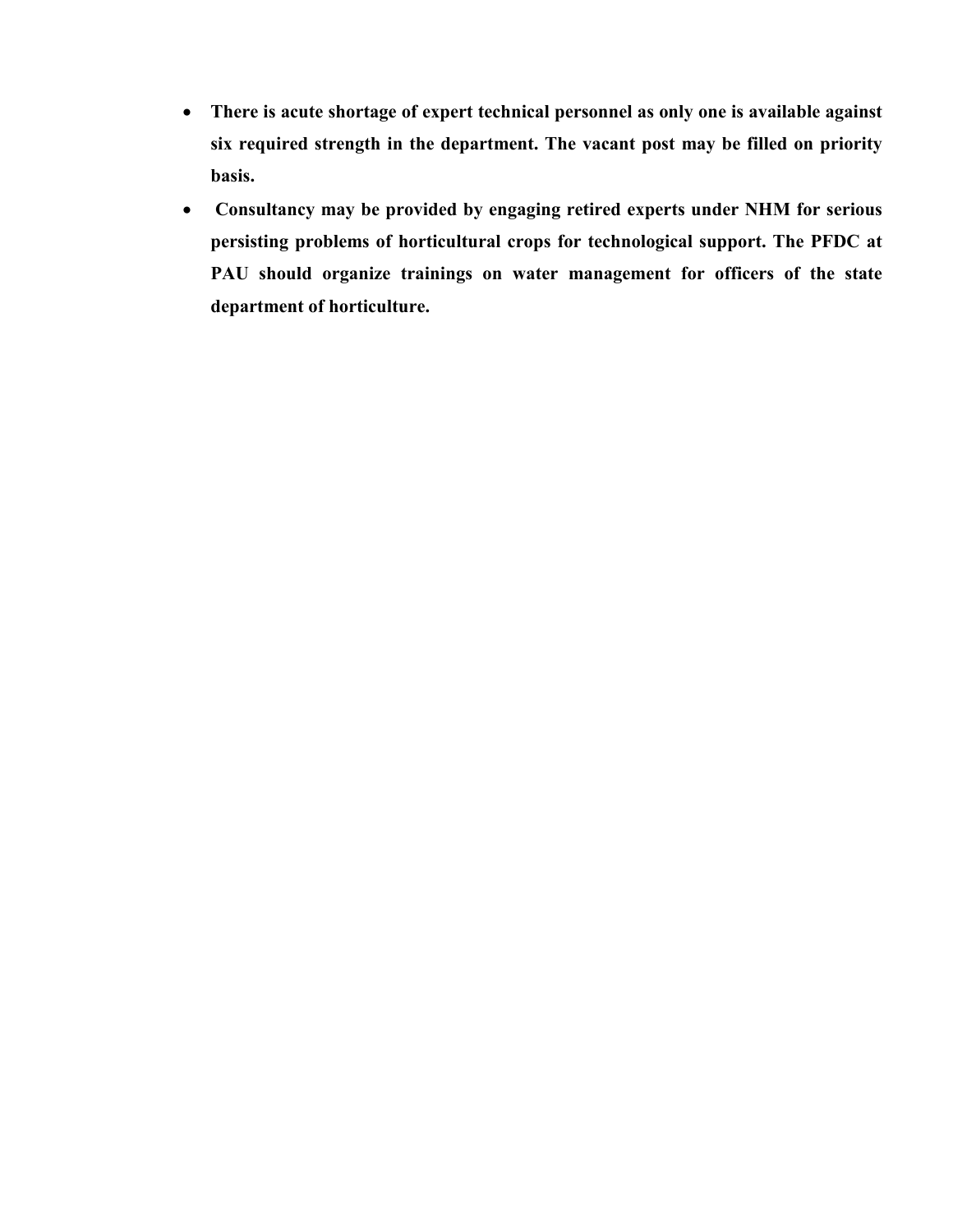- **There is acute shortage of expert technical personnel as only one is available against six required strength in the department. The vacant post may be filled on priority basis.**
- **Consultancy may be provided by engaging retired experts under NHM for serious persisting problems of horticultural crops for technological support. The PFDC at PAU should organize trainings on water management for officers of the state department of horticulture.**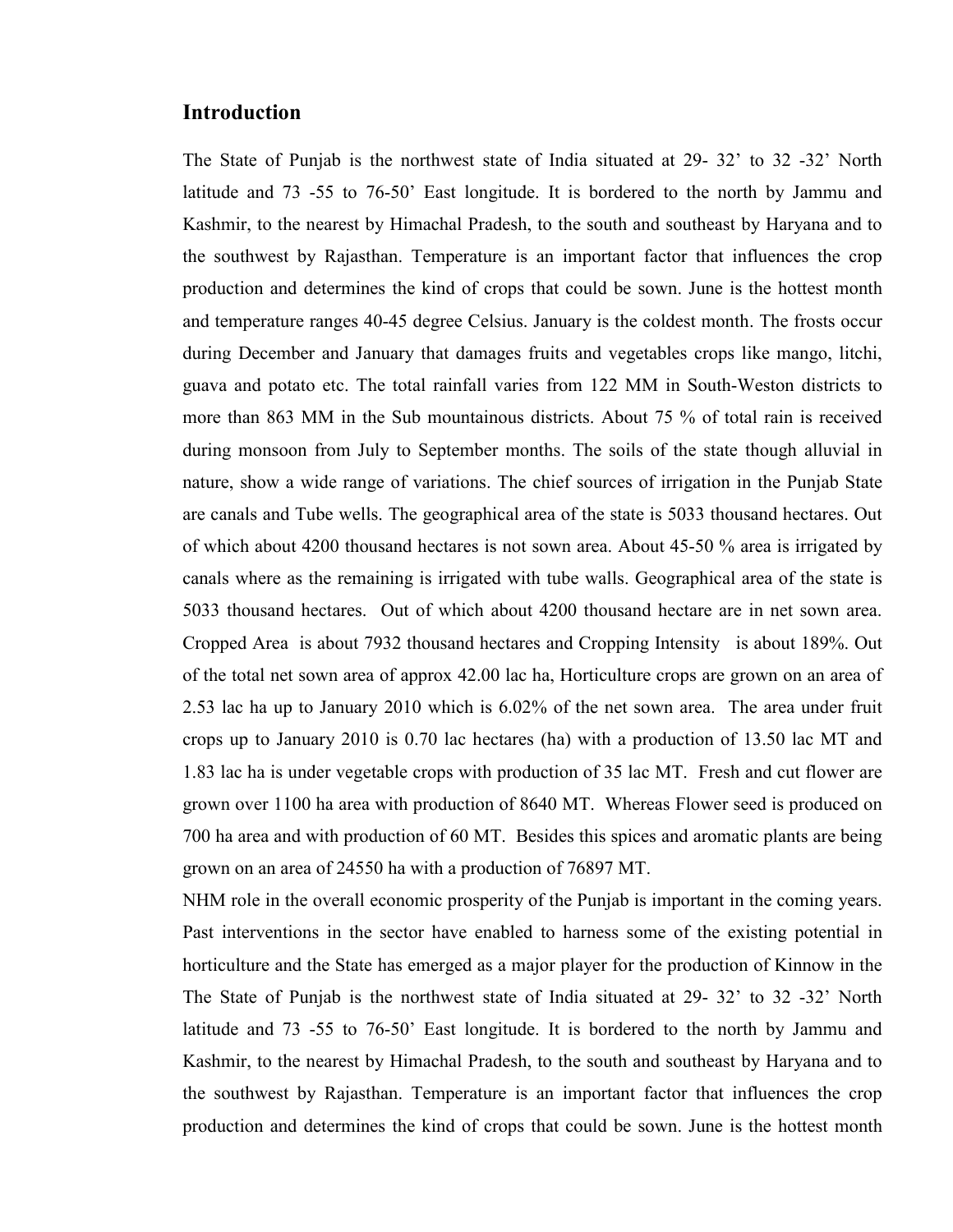## Introduction

The State of Punjab is the northwest state of India situated at 29- 32' to 32 -32' North latitude and 73 -55 to 76-50' East longitude. It is bordered to the north by Jammu and Kashmir, to the nearest by Himachal Pradesh, to the south and southeast by Haryana and to the southwest by Rajasthan. Temperature is an important factor that influences the crop production and determines the kind of crops that could be sown. June is the hottest month and temperature ranges 40-45 degree Celsius. January is the coldest month. The frosts occur during December and January that damages fruits and vegetables crops like mango, litchi, guava and potato etc. The total rainfall varies from 122 MM in South-Weston districts to more than 863 MM in the Sub mountainous districts. About 75 % of total rain is received during monsoon from July to September months. The soils of the state though alluvial in nature, show a wide range of variations. The chief sources of irrigation in the Punjab State are canals and Tube wells. The geographical area of the state is 5033 thousand hectares. Out of which about 4200 thousand hectares is not sown area. About 45-50 % area is irrigated by canals where as the remaining is irrigated with tube walls. Geographical area of the state is 5033 thousand hectares. Out of which about 4200 thousand hectare are in net sown area. Cropped Area is about 7932 thousand hectares and Cropping Intensity is about 189%. Out of the total net sown area of approx 42.00 lac ha, Horticulture crops are grown on an area of 2.53 lac ha up to January 2010 which is 6.02% of the net sown area. The area under fruit crops up to January 2010 is 0.70 lac hectares (ha) with a production of 13.50 lac MT and 1.83 lac ha is under vegetable crops with production of 35 lac MT. Fresh and cut flower are grown over 1100 ha area with production of 8640 MT. Whereas Flower seed is produced on 700 ha area and with production of 60 MT. Besides this spices and aromatic plants are being grown on an area of 24550 ha with a production of 76897 MT.

NHM role in the overall economic prosperity of the Punjab is important in the coming years. Past interventions in the sector have enabled to harness some of the existing potential in horticulture and the State has emerged as a major player for the production of Kinnow in the The State of Punjab is the northwest state of India situated at 29- 32' to 32 -32' North latitude and 73 -55 to 76-50' East longitude. It is bordered to the north by Jammu and Kashmir, to the nearest by Himachal Pradesh, to the south and southeast by Haryana and to the southwest by Rajasthan. Temperature is an important factor that influences the crop production and determines the kind of crops that could be sown. June is the hottest month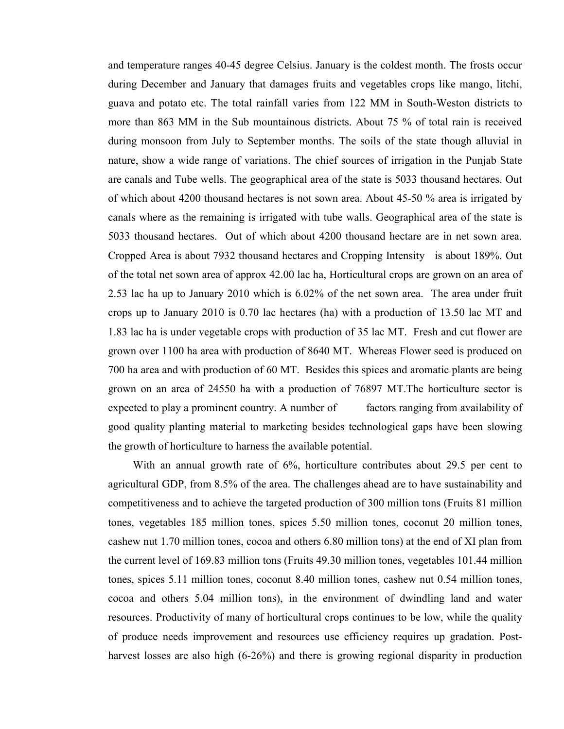and temperature ranges 40-45 degree Celsius. January is the coldest month. The frosts occur during December and January that damages fruits and vegetables crops like mango, litchi, guava and potato etc. The total rainfall varies from 122 MM in South-Weston districts to more than 863 MM in the Sub mountainous districts. About 75 % of total rain is received during monsoon from July to September months. The soils of the state though alluvial in nature, show a wide range of variations. The chief sources of irrigation in the Punjab State are canals and Tube wells. The geographical area of the state is 5033 thousand hectares. Out of which about 4200 thousand hectares is not sown area. About 45-50 % area is irrigated by canals where as the remaining is irrigated with tube walls. Geographical area of the state is 5033 thousand hectares. Out of which about 4200 thousand hectare are in net sown area. Cropped Area is about 7932 thousand hectares and Cropping Intensity is about 189%. Out of the total net sown area of approx 42.00 lac ha, Horticultural crops are grown on an area of 2.53 lac ha up to January 2010 which is 6.02% of the net sown area. The area under fruit crops up to January 2010 is 0.70 lac hectares (ha) with a production of 13.50 lac MT and 1.83 lac ha is under vegetable crops with production of 35 lac MT. Fresh and cut flower are grown over 1100 ha area with production of 8640 MT. Whereas Flower seed is produced on 700 ha area and with production of 60 MT. Besides this spices and aromatic plants are being grown on an area of 24550 ha with a production of 76897 MT.The horticulture sector is expected to play a prominent country. A number of factors ranging from availability of good quality planting material to marketing besides technological gaps have been slowing the growth of horticulture to harness the available potential.

With an annual growth rate of 6%, horticulture contributes about 29.5 per cent to agricultural GDP, from 8.5% of the area. The challenges ahead are to have sustainability and competitiveness and to achieve the targeted production of 300 million tons (Fruits 81 million tones, vegetables 185 million tones, spices 5.50 million tones, coconut 20 million tones, cashew nut 1.70 million tones, cocoa and others 6.80 million tons) at the end of XI plan from the current level of 169.83 million tons (Fruits 49.30 million tones, vegetables 101.44 million tones, spices 5.11 million tones, coconut 8.40 million tones, cashew nut 0.54 million tones, cocoa and others 5.04 million tons), in the environment of dwindling land and water resources. Productivity of many of horticultural crops continues to be low, while the quality of produce needs improvement and resources use efficiency requires up gradation. Post-harvest losses are also high (6-26%) and there is growing regional disparity in production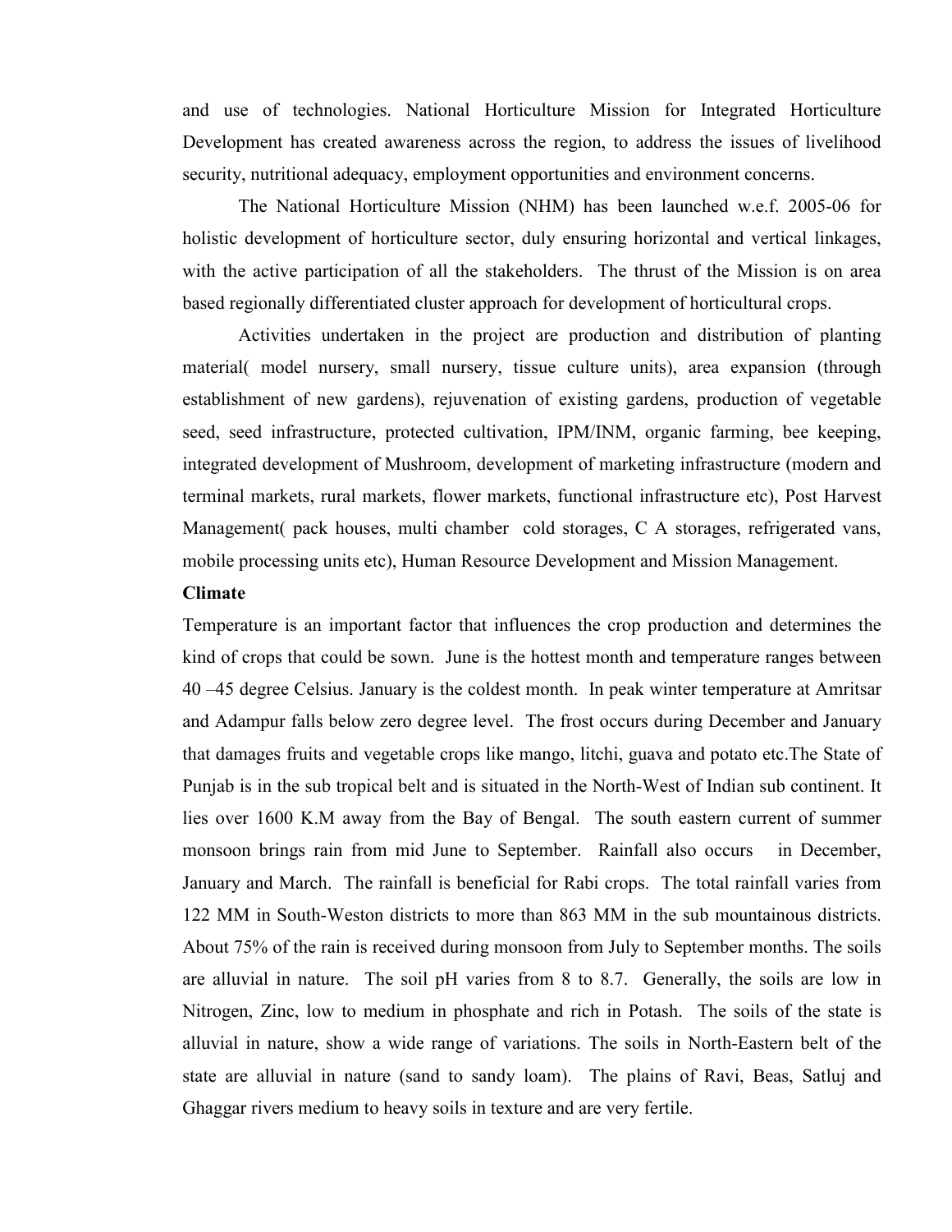and use of technologies. National Horticulture Mission for Integrated Horticulture Development has created awareness across the region, to address the issues of livelihood security, nutritional adequacy, employment opportunities and environment concerns.

The National Horticulture Mission (NHM) has been launched w.e.f. 2005-06 for holistic development of horticulture sector, duly ensuring horizontal and vertical linkages, with the active participation of all the stakeholders. The thrust of the Mission is on area based regionally differentiated cluster approach for development of horticultural crops.

Activities undertaken in the project are production and distribution of planting material( model nursery, small nursery, tissue culture units), area expansion (through establishment of new gardens), rejuvenation of existing gardens, production of vegetable seed, seed infrastructure, protected cultivation, IPM/INM, organic farming, bee keeping, integrated development of Mushroom, development of marketing infrastructure (modern and terminal markets, rural markets, flower markets, functional infrastructure etc), Post Harvest Management( pack houses, multi chamber cold storages, C A storages, refrigerated vans, mobile processing units etc), Human Resource Development and Mission Management.

**Climate**

Temperature is an important factor that influences the crop production and determines the kind of crops that could be sown. June is the hottest month and temperature ranges between 40 –45 degree Celsius. January is the coldest month. In peak winter temperature at Amritsar and Adampur falls below zero degree level. The frost occurs during December and January that damages fruits and vegetable crops like mango, litchi, guava and potato etc.The State of Punjab is in the sub tropical belt and is situated in the North-West of Indian sub continent. It lies over 1600 K.M away from the Bay of Bengal. The south eastern current of summer monsoon brings rain from mid June to September. Rainfall also occurs in December, January and March. The rainfall is beneficial for Rabi crops. The total rainfall varies from 122 MM in South-Weston districts to more than 863 MM in the sub mountainous districts. About 75% of the rain is received during monsoon from July to September months. The soils are alluvial in nature. The soil pH varies from 8 to 8.7. Generally, the soils are low in Nitrogen, Zinc, low to medium in phosphate and rich in Potash. The soils of the state is alluvial in nature, show a wide range of variations. The soils in North-Eastern belt of the state are alluvial in nature (sand to sandy loam). The plains of Ravi, Beas, Satluj and Ghaggar rivers medium to heavy soils in texture and are very fertile.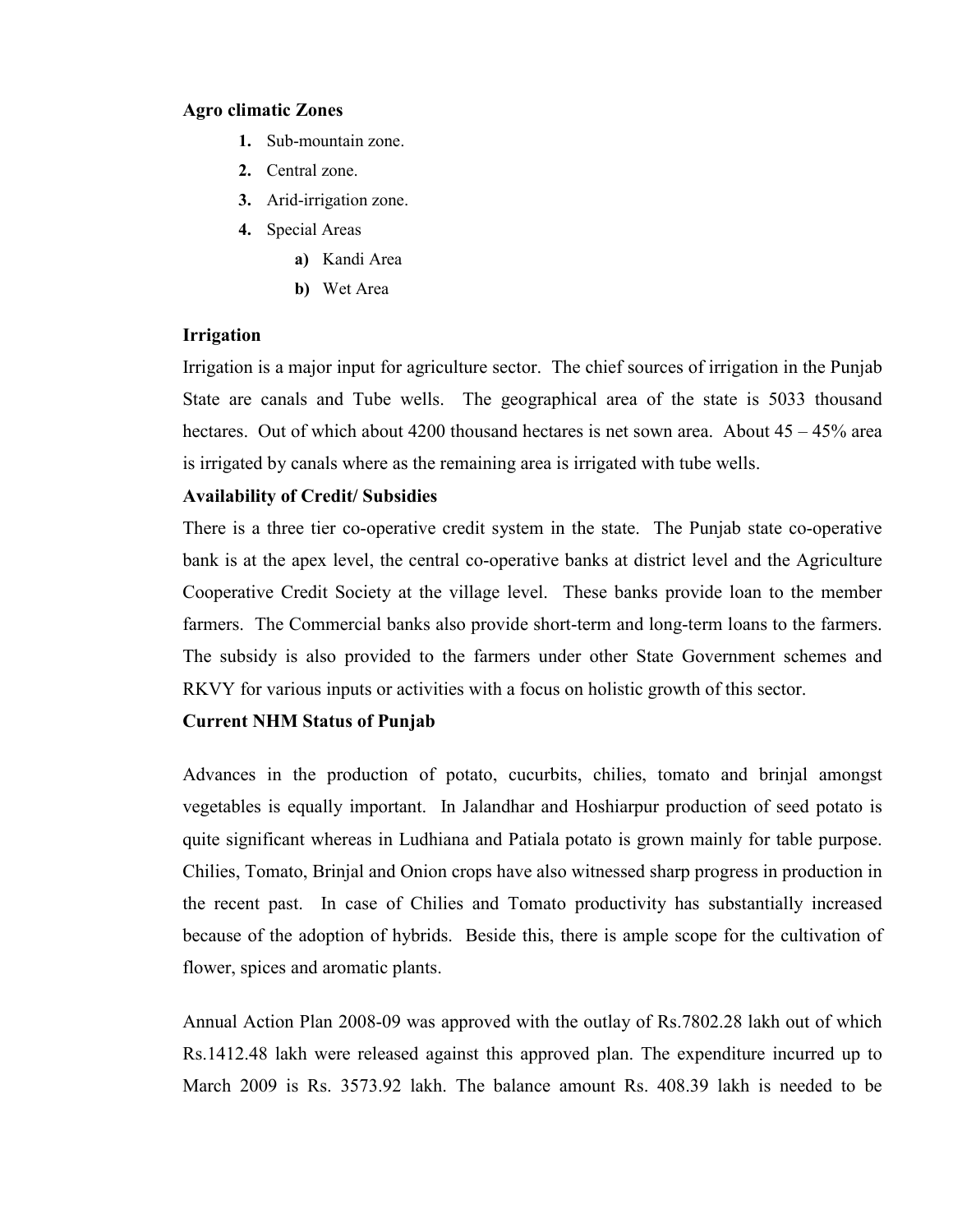**Agro climatic Zones**

1. Sub-mountain zone.
2. Central zone.
3. Arid-irrigation zone.
4. Special Areas
   a) Kandi Area
   b) Wet Area

**Irrigation**

Irrigation is a major input for agriculture sector. The chief sources of irrigation in the Punjab State are canals and Tube wells. The geographical area of the state is 5033 thousand hectares. Out of which about 4200 thousand hectares is net sown area. About 45 – 45% area is irrigated by canals where as the remaining area is irrigated with tube wells.

**Availability of Credit/ Subsidies**

There is a three tier co-operative credit system in the state. The Punjab state co-operative bank is at the apex level, the central co-operative banks at district level and the Agriculture Cooperative Credit Society at the village level. These banks provide loan to the member farmers. The Commercial banks also provide short-term and long-term loans to the farmers. The subsidy is also provided to the farmers under other State Government schemes and RKVY for various inputs or activities with a focus on holistic growth of this sector.

**Current NHM Status of Punjab**

Advances in the production of potato, cucurbits, chilies, tomato and brinjal amongst vegetables is equally important. In Jalandhar and Hoshiarpur production of seed potato is quite significant whereas in Ludhiana and Patiala potato is grown mainly for table purpose. Chilies, Tomato, Brinjal and Onion crops have also witnessed sharp progress in production in the recent past. In case of Chilies and Tomato productivity has substantially increased because of the adoption of hybrids. Beside this, there is ample scope for the cultivation of flower, spices and aromatic plants.

Annual Action Plan 2008-09 was approved with the outlay of Rs.7802.28 lakh out of which Rs.1412.48 lakh were released against this approved plan. The expenditure incurred up to March 2009 is Rs. 3573.92 lakh. The balance amount Rs. 408.39 lakh is needed to be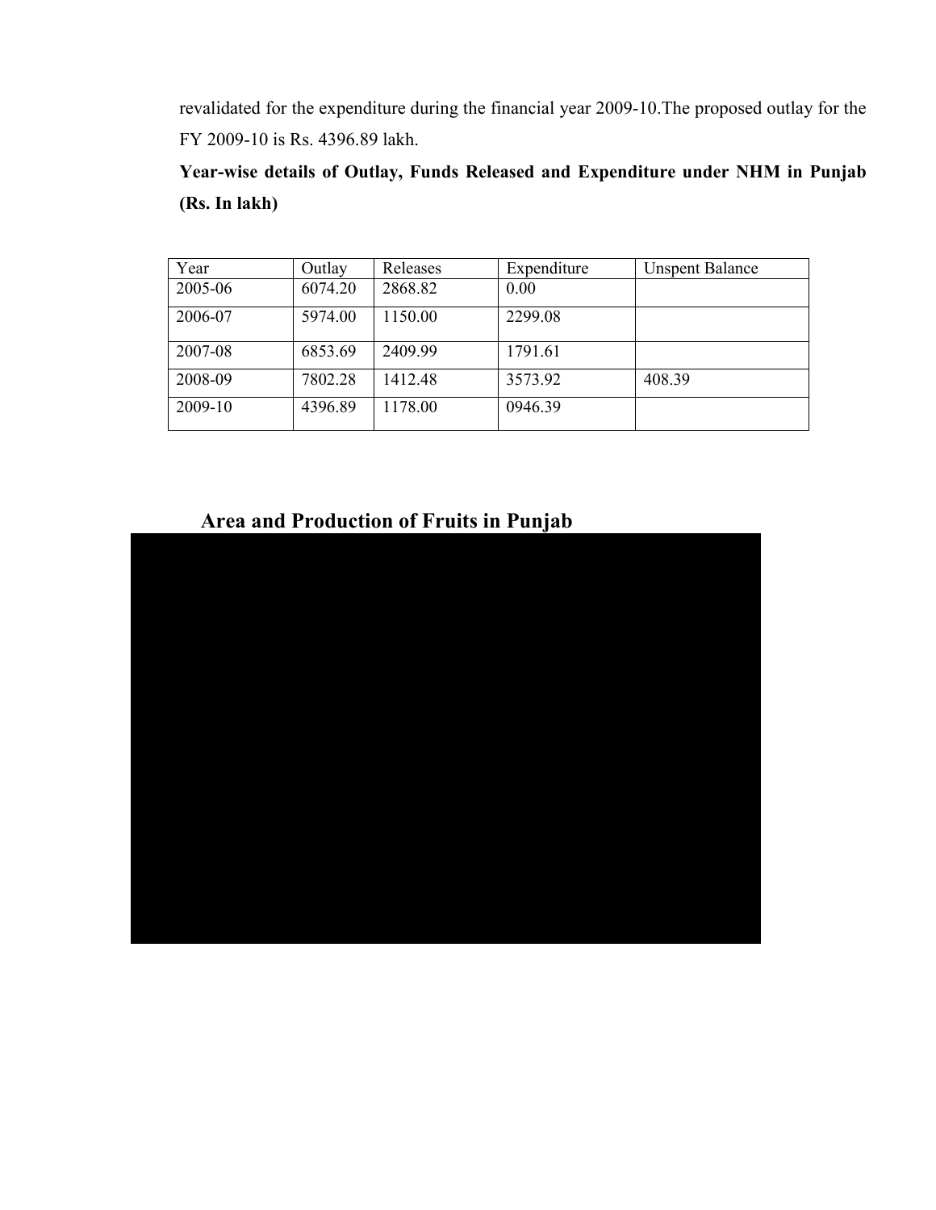revalidated for the expenditure during the financial year 2009-10.The proposed outlay for the FY 2009-10 is Rs. 4396.89 lakh.

**Year-wise details of Outlay, Funds Released and Expenditure under NHM in Punjab (Rs. In lakh)**

| Year | Outlay | Releases | Expenditure | Unspent Balance |
|---|---|---|---|---|
| 2005-06 | 6074.20 | 2868.82 | 0.00 | |
| 2006-07 | 5974.00 | 1150.00 | 2299.08 | |
| 2007-08 | 6853.69 | 2409.99 | 1791.61 | |
| 2008-09 | 7802.28 | 1412.48 | 3573.92 | 408.39 |
| 2009-10 | 4396.89 | 1178.00 | 0946.39 | |

## Area and Production of Fruits in Punjab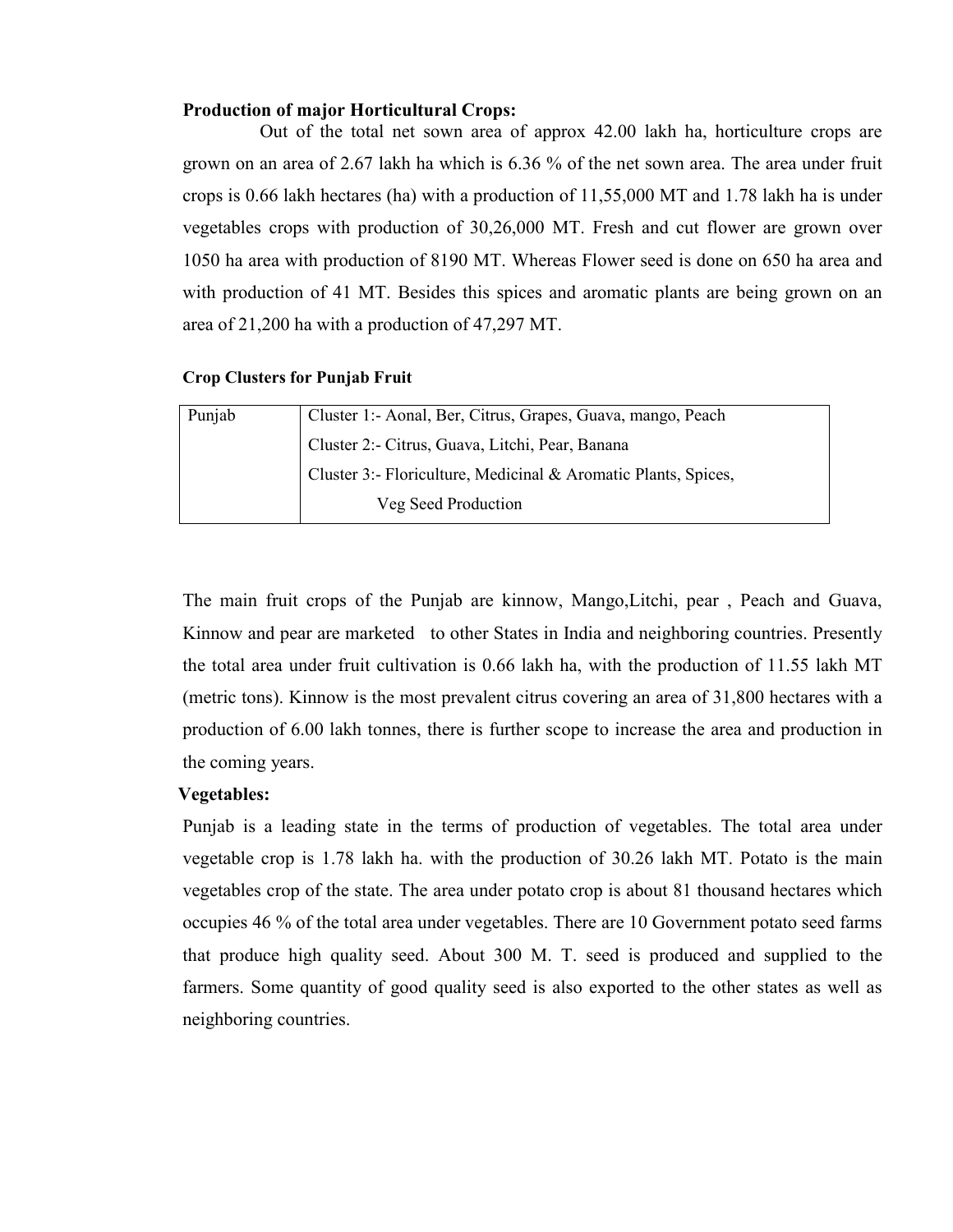**Production of major Horticultural Crops:**

Out of the total net sown area of approx 42.00 lakh ha, horticulture crops are grown on an area of 2.67 lakh ha which is 6.36 % of the net sown area. The area under fruit crops is 0.66 lakh hectares (ha) with a production of 11,55,000 MT and 1.78 lakh ha is under vegetables crops with production of 30,26,000 MT. Fresh and cut flower are grown over 1050 ha area with production of 8190 MT. Whereas Flower seed is done on 650 ha area and with production of 41 MT. Besides this spices and aromatic plants are being grown on an area of 21,200 ha with a production of 47,297 MT.

**Crop Clusters for Punjab Fruit**

| | |
|---|---|
| Punjab | Cluster 1:- Aonal, Ber, Citrus, Grapes, Guava, mango, Peach<br>Cluster 2:- Citrus, Guava, Litchi, Pear, Banana<br>Cluster 3:- Floriculture, Medicinal & Aromatic Plants, Spices, Veg Seed Production |

The main fruit crops of the Punjab are kinnow, Mango,Litchi, pear , Peach and Guava, Kinnow and pear are marketed to other States in India and neighboring countries. Presently the total area under fruit cultivation is 0.66 lakh ha, with the production of 11.55 lakh MT (metric tons). Kinnow is the most prevalent citrus covering an area of 31,800 hectares with a production of 6.00 lakh tonnes, there is further scope to increase the area and production in the coming years.

**Vegetables:**

Punjab is a leading state in the terms of production of vegetables. The total area under vegetable crop is 1.78 lakh ha. with the production of 30.26 lakh MT. Potato is the main vegetables crop of the state. The area under potato crop is about 81 thousand hectares which occupies 46 % of the total area under vegetables. There are 10 Government potato seed farms that produce high quality seed. About 300 M. T. seed is produced and supplied to the farmers. Some quantity of good quality seed is also exported to the other states as well as neighboring countries.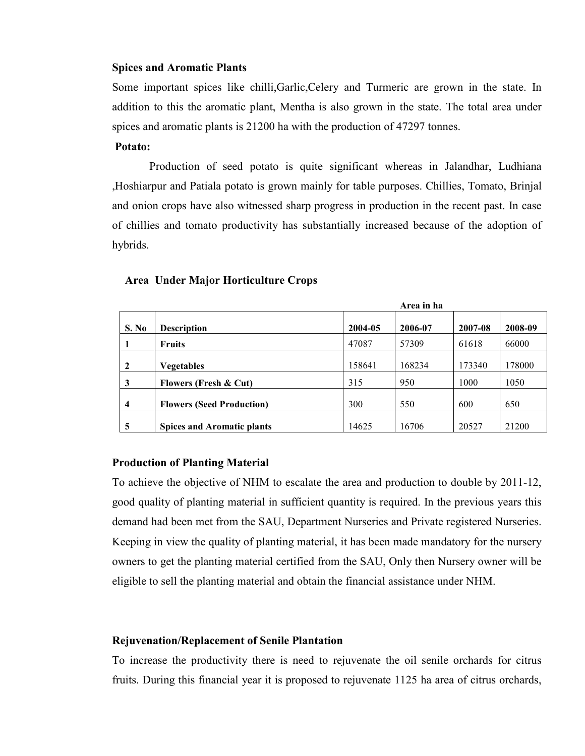**Spices and Aromatic Plants**

Some important spices like chilli,Garlic,Celery and Turmeric are grown in the state. In addition to this the aromatic plant, Mentha is also grown in the state. The total area under spices and aromatic plants is 21200 ha with the production of 47297 tonnes.

**Potato:**

Production of seed potato is quite significant whereas in Jalandhar, Ludhiana ,Hoshiarpur and Patiala potato is grown mainly for table purposes. Chillies, Tomato, Brinjal and onion crops have also witnessed sharp progress in production in the recent past. In case of chillies and tomato productivity has substantially increased because of the adoption of hybrids.

**Area Under Major Horticulture Crops**

**Area in ha**

| S. No | Description | 2004-05 | 2006-07 | 2007-08 | 2008-09 |
|---|---|---|---|---|---|
| 1 | **Fruits** | 47087 | 57309 | 61618 | 66000 |
| 2 | **Vegetables** | 158641 | 168234 | 173340 | 178000 |
| 3 | **Flowers (Fresh & Cut)** | 315 | 950 | 1000 | 1050 |
| 4 | **Flowers (Seed Production)** | 300 | 550 | 600 | 650 |
| 5 | **Spices and Aromatic plants** | 14625 | 16706 | 20527 | 21200 |

**Production of Planting Material**

To achieve the objective of NHM to escalate the area and production to double by 2011-12, good quality of planting material in sufficient quantity is required. In the previous years this demand had been met from the SAU, Department Nurseries and Private registered Nurseries. Keeping in view the quality of planting material, it has been made mandatory for the nursery owners to get the planting material certified from the SAU, Only then Nursery owner will be eligible to sell the planting material and obtain the financial assistance under NHM.

**Rejuvenation/Replacement of Senile Plantation**

To increase the productivity there is need to rejuvenate the oil senile orchards for citrus fruits. During this financial year it is proposed to rejuvenate 1125 ha area of citrus orchards,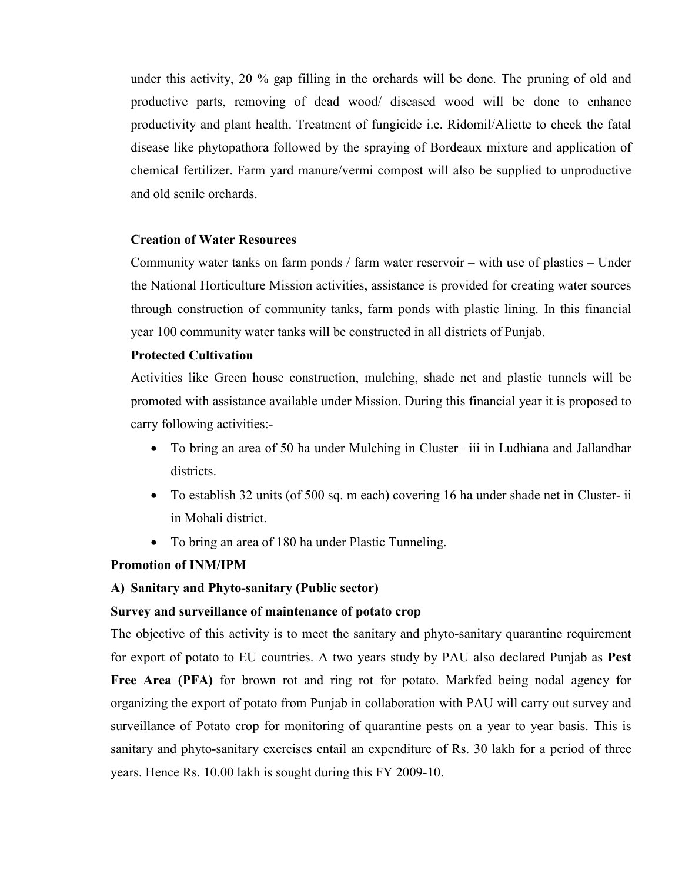under this activity, 20 % gap filling in the orchards will be done. The pruning of old and productive parts, removing of dead wood/ diseased wood will be done to enhance productivity and plant health. Treatment of fungicide i.e. Ridomil/Aliette to check the fatal disease like phytopathora followed by the spraying of Bordeaux mixture and application of chemical fertilizer. Farm yard manure/vermi compost will also be supplied to unproductive and old senile orchards.

**Creation of Water Resources**

Community water tanks on farm ponds / farm water reservoir – with use of plastics – Under the National Horticulture Mission activities, assistance is provided for creating water sources through construction of community tanks, farm ponds with plastic lining. In this financial year 100 community water tanks will be constructed in all districts of Punjab.

**Protected Cultivation**

Activities like Green house construction, mulching, shade net and plastic tunnels will be promoted with assistance available under Mission. During this financial year it is proposed to carry following activities:-

- To bring an area of 50 ha under Mulching in Cluster –iii in Ludhiana and Jallandhar districts.
- To establish 32 units (of 500 sq. m each) covering 16 ha under shade net in Cluster- ii in Mohali district.
- To bring an area of 180 ha under Plastic Tunneling.

**Promotion of INM/IPM**

**A) Sanitary and Phyto-sanitary (Public sector)**

**Survey and surveillance of maintenance of potato crop**

The objective of this activity is to meet the sanitary and phyto-sanitary quarantine requirement for export of potato to EU countries. A two years study by PAU also declared Punjab as **Pest Free Area (PFA)** for brown rot and ring rot for potato. Markfed being nodal agency for organizing the export of potato from Punjab in collaboration with PAU will carry out survey and surveillance of Potato crop for monitoring of quarantine pests on a year to year basis. This is sanitary and phyto-sanitary exercises entail an expenditure of Rs. 30 lakh for a period of three years. Hence Rs. 10.00 lakh is sought during this FY 2009-10.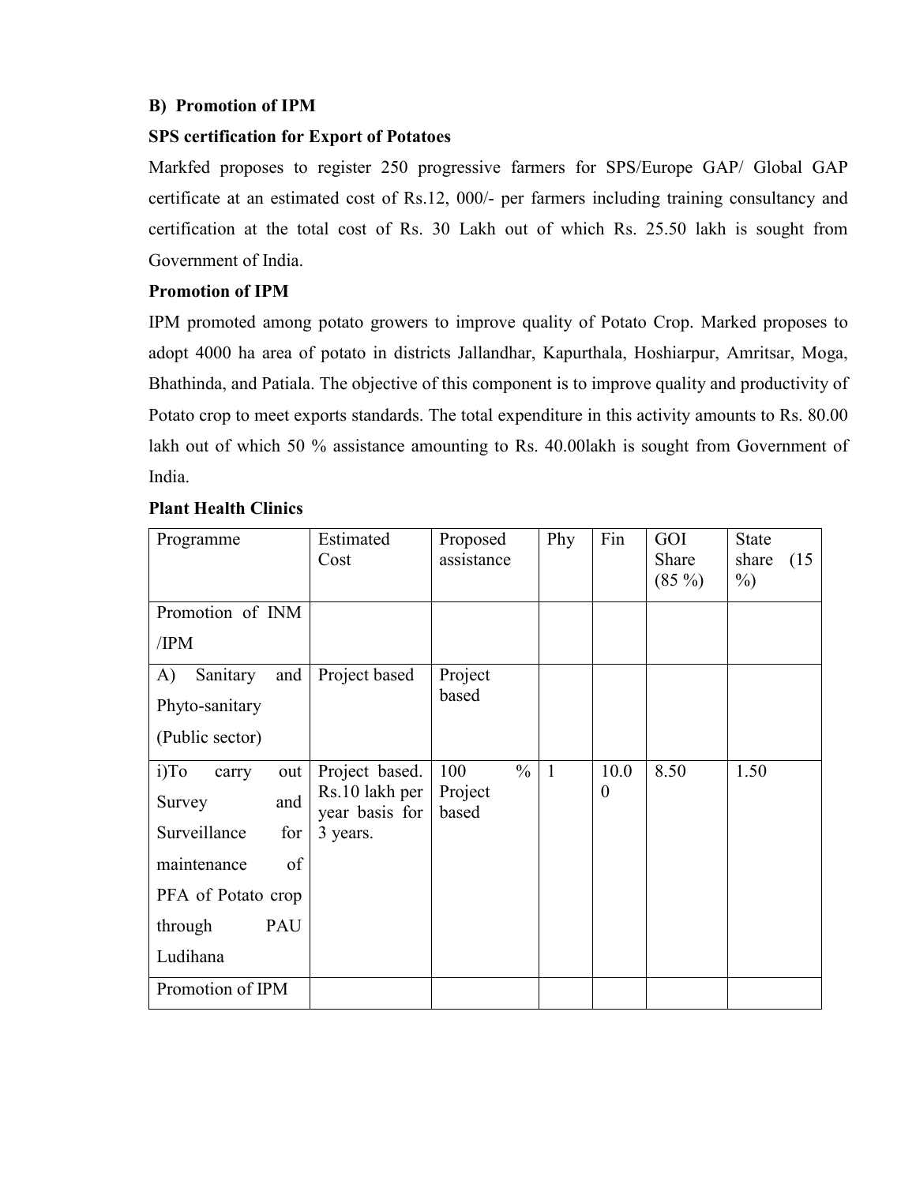**B) Promotion of IPM**

**SPS certification for Export of Potatoes**

Markfed proposes to register 250 progressive farmers for SPS/Europe GAP/ Global GAP certificate at an estimated cost of Rs.12, 000/- per farmers including training consultancy and certification at the total cost of Rs. 30 Lakh out of which Rs. 25.50 lakh is sought from Government of India.

**Promotion of IPM**

IPM promoted among potato growers to improve quality of Potato Crop. Marked proposes to adopt 4000 ha area of potato in districts Jallandhar, Kapurthala, Hoshiarpur, Amritsar, Moga, Bhathinda, and Patiala. The objective of this component is to improve quality and productivity of Potato crop to meet exports standards. The total expenditure in this activity amounts to Rs. 80.00 lakh out of which 50 % assistance amounting to Rs. 40.00lakh is sought from Government of India.

**Plant Health Clinics**

| Programme | Estimated Cost | Proposed assistance | Phy | Fin | GOI Share (85 %) | State share (15 %) |
|---|---|---|---|---|---|---|
| Promotion of INM /IPM | | | | | | |
| A) Sanitary and Phyto-sanitary (Public sector) | Project based | Project based | | | | |
| i)To carry out Survey and Surveillance for maintenance of PFA of Potato crop through PAU Ludihana | Project based. Rs.10 lakh per year basis for 3 years. | 100 % Project based | 1 | 10.00 | 8.50 | 1.50 |
| Promotion of IPM | | | | | | |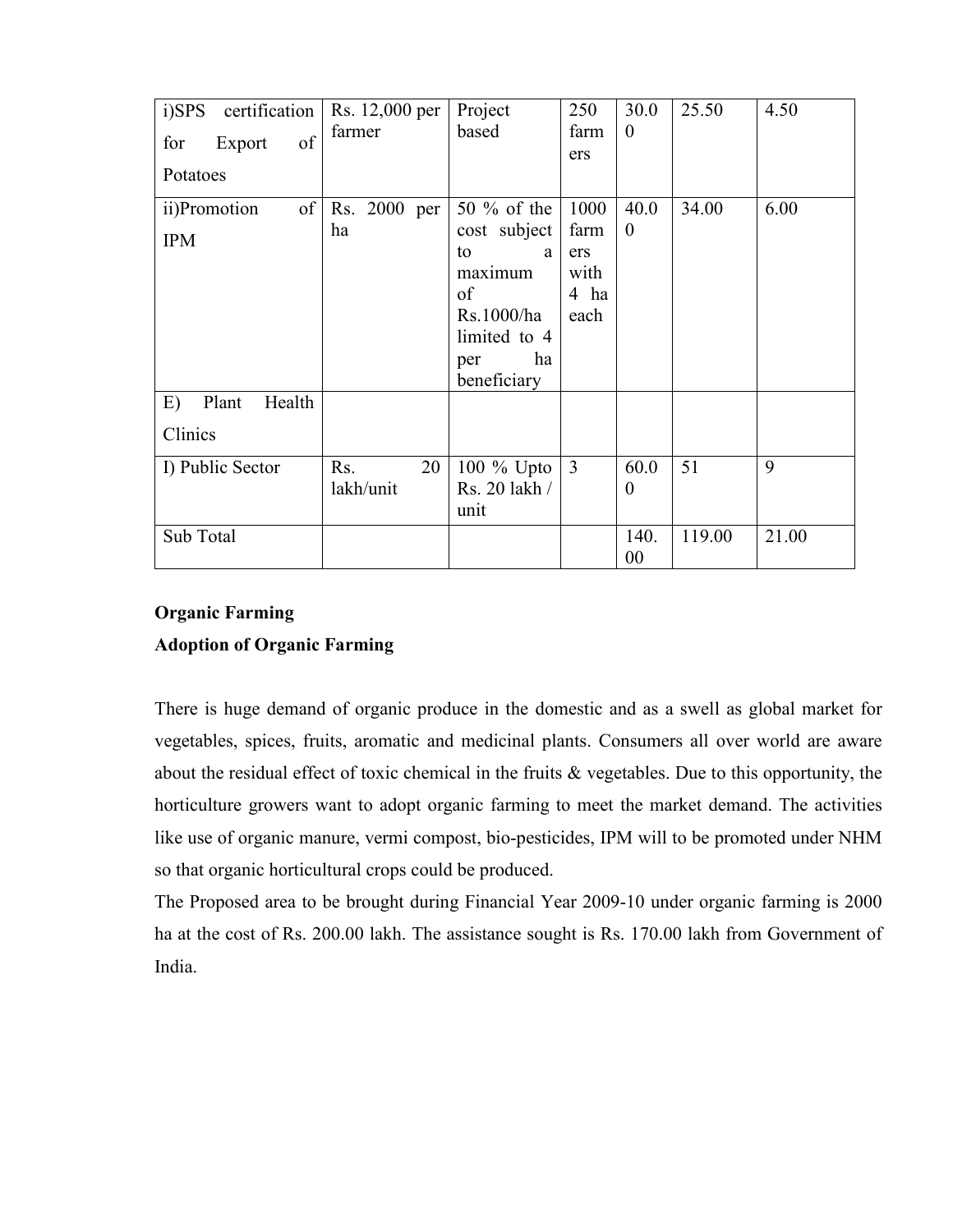| i)SPS certification for Export of Potatoes | Rs. 12,000 per farmer | Project based | 250 farmers | 30.00 | 25.50 | 4.50 |
|---|---|---|---|---|---|---|
| ii)Promotion of IPM | Rs. 2000 per ha | 50 % of the cost subject to a maximum of Rs.1000/ha limited to 4 per ha beneficiary | 1000 farmers with 4 ha each | 40.00 | 34.00 | 6.00 |
| E) Plant Health Clinics | | | | | | |
| I) Public Sector | Rs. 20 lakh/unit | 100 % Upto Rs. 20 lakh / unit | 3 | 60.00 | 51 | 9 |
| Sub Total | | | | 140.00 | 119.00 | 21.00 |

**Organic Farming**

**Adoption of Organic Farming**

There is huge demand of organic produce in the domestic and as a swell as global market for vegetables, spices, fruits, aromatic and medicinal plants. Consumers all over world are aware about the residual effect of toxic chemical in the fruits & vegetables. Due to this opportunity, the horticulture growers want to adopt organic farming to meet the market demand. The activities like use of organic manure, vermi compost, bio-pesticides, IPM will to be promoted under NHM so that organic horticultural crops could be produced.

The Proposed area to be brought during Financial Year 2009-10 under organic farming is 2000 ha at the cost of Rs. 200.00 lakh. The assistance sought is Rs. 170.00 lakh from Government of India.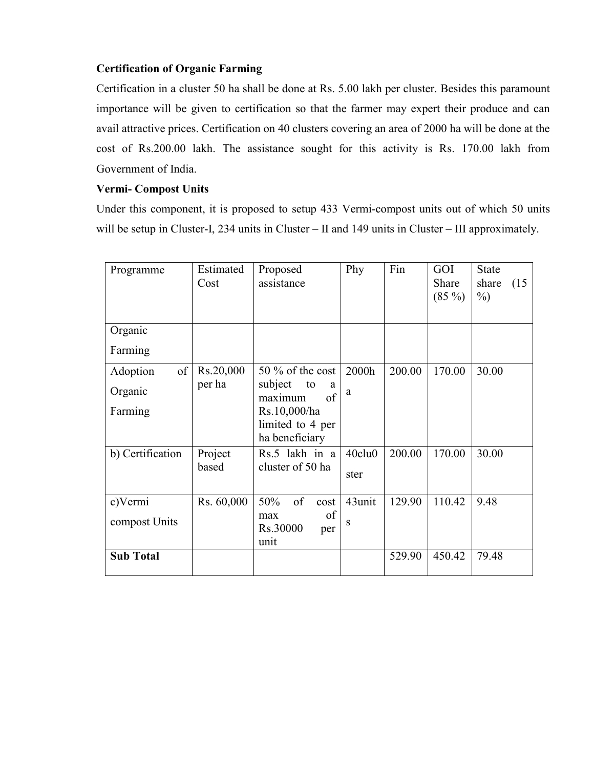**Certification of Organic Farming**

Certification in a cluster 50 ha shall be done at Rs. 5.00 lakh per cluster. Besides this paramount importance will be given to certification so that the farmer may expert their produce and can avail attractive prices. Certification on 40 clusters covering an area of 2000 ha will be done at the cost of Rs.200.00 lakh. The assistance sought for this activity is Rs. 170.00 lakh from Government of India.

**Vermi- Compost Units**

Under this component, it is proposed to setup 433 Vermi-compost units out of which 50 units will be setup in Cluster-I, 234 units in Cluster – II and 149 units in Cluster – III approximately.

| Programme | Estimated Cost | Proposed assistance | Phy | Fin | GOI Share (85 %) | State share (15 %) |
|---|---|---|---|---|---|---|
| Organic Farming | | | | | | |
| Adoption of Organic Farming | Rs.20,000 per ha | 50 % of the cost subject to a maximum of Rs.10,000/ha limited to 4 per ha beneficiary | 2000ha | 200.00 | 170.00 | 30.00 |
| b) Certification | Project based | Rs.5 lakh in a cluster of 50 ha | 40cluster | 200.00 | 170.00 | 30.00 |
| c)Vermi compost Units | Rs. 60,000 | 50% of cost max of Rs.30000 per unit | 43units | 129.90 | 110.42 | 9.48 |
| **Sub Total** | | | | 529.90 | 450.42 | 79.48 |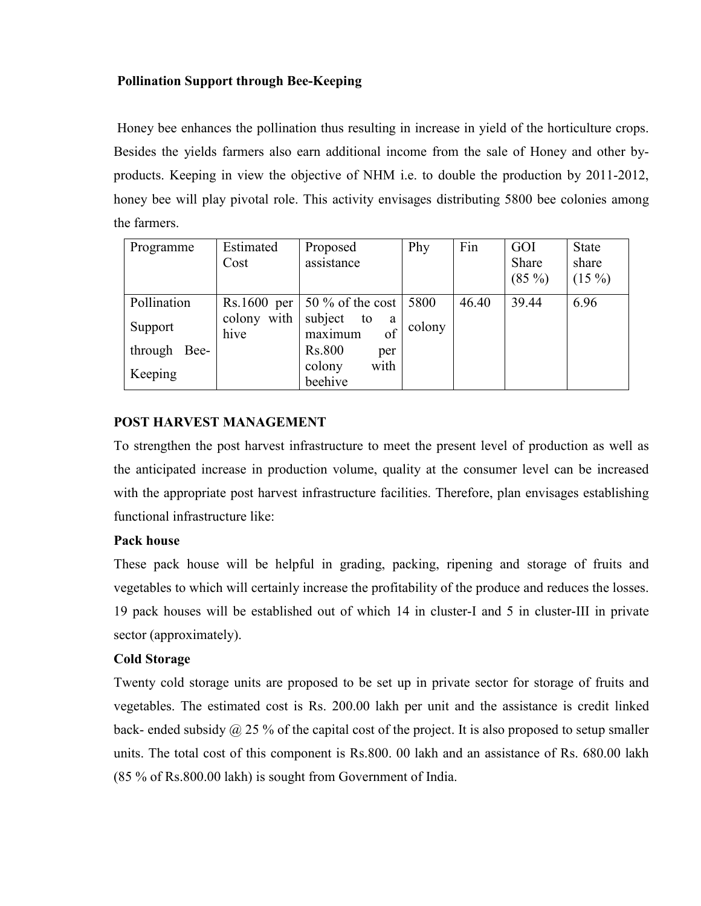**Pollination Support through Bee-Keeping**

Honey bee enhances the pollination thus resulting in increase in yield of the horticulture crops. Besides the yields farmers also earn additional income from the sale of Honey and other by-products. Keeping in view the objective of NHM i.e. to double the production by 2011-2012, honey bee will play pivotal role. This activity envisages distributing 5800 bee colonies among the farmers.

| Programme | Estimated Cost | Proposed assistance | Phy | Fin | GOI Share (85 %) | State share (15 %) |
|---|---|---|---|---|---|---|
| Pollination Support through Bee-Keeping | Rs.1600 per colony with hive | 50 % of the cost subject to a maximum of Rs.800 per colony with beehive | 5800 colony | 46.40 | 39.44 | 6.96 |

## POST HARVEST MANAGEMENT

To strengthen the post harvest infrastructure to meet the present level of production as well as the anticipated increase in production volume, quality at the consumer level can be increased with the appropriate post harvest infrastructure facilities. Therefore, plan envisages establishing functional infrastructure like:

### Pack house

These pack house will be helpful in grading, packing, ripening and storage of fruits and vegetables to which will certainly increase the profitability of the produce and reduces the losses. 19 pack houses will be established out of which 14 in cluster-I and 5 in cluster-III in private sector (approximately).

### Cold Storage

Twenty cold storage units are proposed to be set up in private sector for storage of fruits and vegetables. The estimated cost is Rs. 200.00 lakh per unit and the assistance is credit linked back- ended subsidy @ 25 % of the capital cost of the project. It is also proposed to setup smaller units. The total cost of this component is Rs.800. 00 lakh and an assistance of Rs. 680.00 lakh (85 % of Rs.800.00 lakh) is sought from Government of India.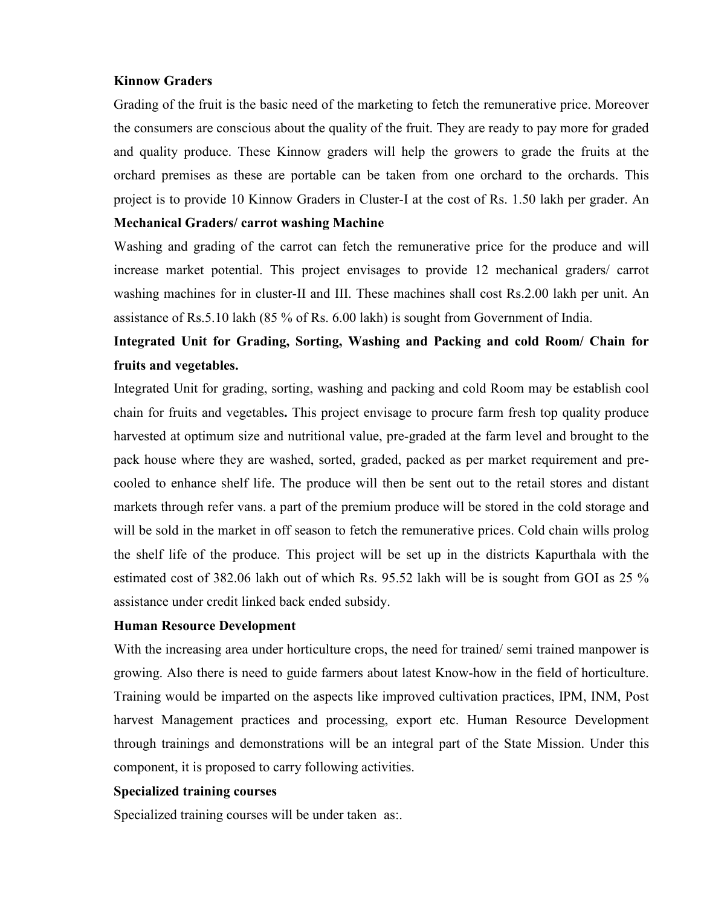**Kinnow Graders**

Grading of the fruit is the basic need of the marketing to fetch the remunerative price. Moreover the consumers are conscious about the quality of the fruit. They are ready to pay more for graded and quality produce. These Kinnow graders will help the growers to grade the fruits at the orchard premises as these are portable can be taken from one orchard to the orchards. This project is to provide 10 Kinnow Graders in Cluster-I at the cost of Rs. 1.50 lakh per grader. An

**Mechanical Graders/ carrot washing Machine**

Washing and grading of the carrot can fetch the remunerative price for the produce and will increase market potential. This project envisages to provide 12 mechanical graders/ carrot washing machines for in cluster-II and III. These machines shall cost Rs.2.00 lakh per unit. An assistance of Rs.5.10 lakh (85 % of Rs. 6.00 lakh) is sought from Government of India.

**Integrated Unit for Grading, Sorting, Washing and Packing and cold Room/ Chain for fruits and vegetables.**

Integrated Unit for grading, sorting, washing and packing and cold Room may be establish cool chain for fruits and vegetables**.** This project envisage to procure farm fresh top quality produce harvested at optimum size and nutritional value, pre-graded at the farm level and brought to the pack house where they are washed, sorted, graded, packed as per market requirement and pre-cooled to enhance shelf life. The produce will then be sent out to the retail stores and distant markets through refer vans. a part of the premium produce will be stored in the cold storage and will be sold in the market in off season to fetch the remunerative prices. Cold chain wills prolog the shelf life of the produce. This project will be set up in the districts Kapurthala with the estimated cost of 382.06 lakh out of which Rs. 95.52 lakh will be is sought from GOI as 25 % assistance under credit linked back ended subsidy.

**Human Resource Development**

With the increasing area under horticulture crops, the need for trained/ semi trained manpower is growing. Also there is need to guide farmers about latest Know-how in the field of horticulture. Training would be imparted on the aspects like improved cultivation practices, IPM, INM, Post harvest Management practices and processing, export etc. Human Resource Development through trainings and demonstrations will be an integral part of the State Mission. Under this component, it is proposed to carry following activities.

**Specialized training courses**

Specialized training courses will be under taken as:.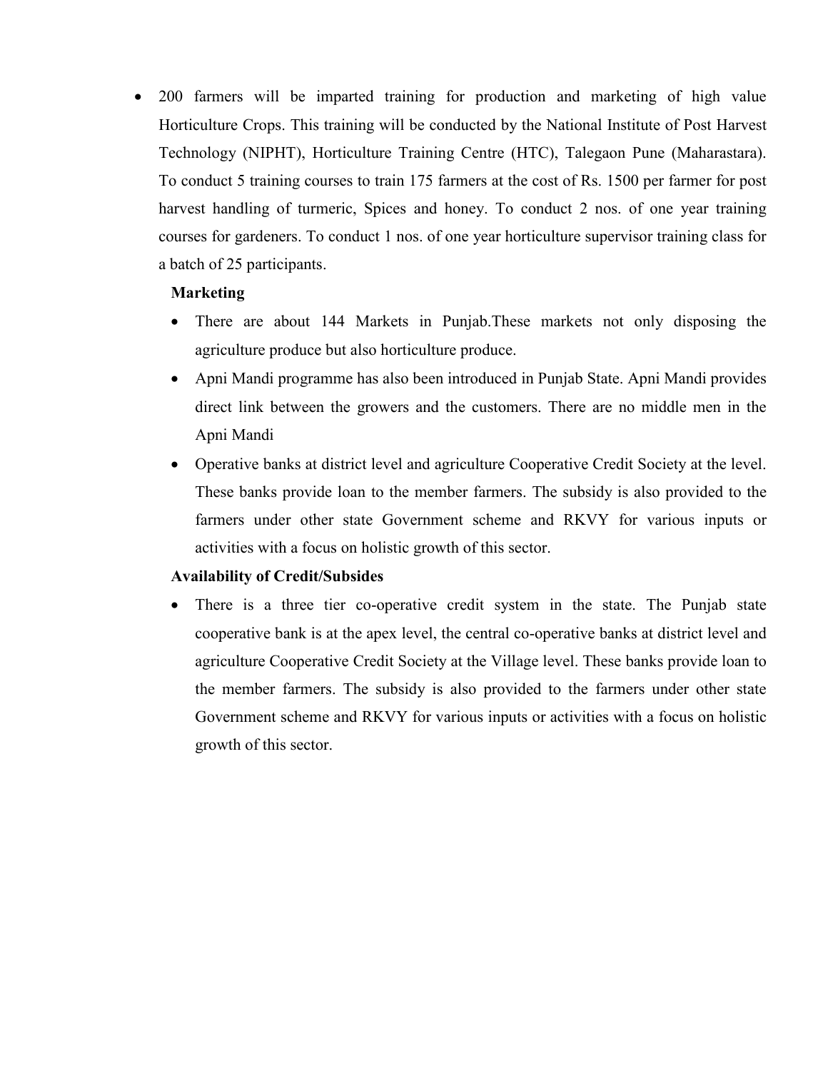- 200 farmers will be imparted training for production and marketing of high value Horticulture Crops. This training will be conducted by the National Institute of Post Harvest Technology (NIPHT), Horticulture Training Centre (HTC), Talegaon Pune (Maharastara). To conduct 5 training courses to train 175 farmers at the cost of Rs. 1500 per farmer for post harvest handling of turmeric, Spices and honey. To conduct 2 nos. of one year training courses for gardeners. To conduct 1 nos. of one year horticulture supervisor training class for a batch of 25 participants.

**Marketing**

- There are about 144 Markets in Punjab.These markets not only disposing the agriculture produce but also horticulture produce.
- Apni Mandi programme has also been introduced in Punjab State. Apni Mandi provides direct link between the growers and the customers. There are no middle men in the Apni Mandi
- Operative banks at district level and agriculture Cooperative Credit Society at the level. These banks provide loan to the member farmers. The subsidy is also provided to the farmers under other state Government scheme and RKVY for various inputs or activities with a focus on holistic growth of this sector.

**Availability of Credit/Subsides**

- There is a three tier co-operative credit system in the state. The Punjab state cooperative bank is at the apex level, the central co-operative banks at district level and agriculture Cooperative Credit Society at the Village level. These banks provide loan to the member farmers. The subsidy is also provided to the farmers under other state Government scheme and RKVY for various inputs or activities with a focus on holistic growth of this sector.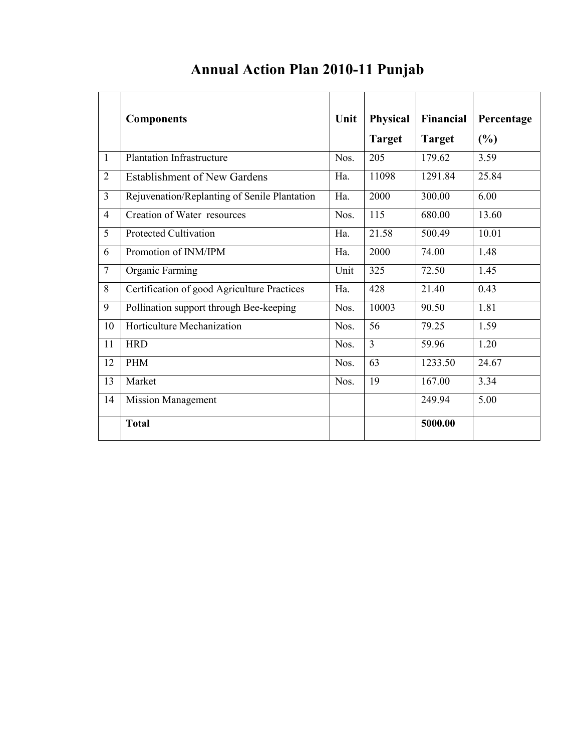# Annual Action Plan 2010-11 Punjab

| | Components | Unit | Physical Target | Financial Target | Percentage (%) |
|---|---|---|---|---|---|
| 1 | Plantation Infrastructure | Nos. | 205 | 179.62 | 3.59 |
| 2 | Establishment of New Gardens | Ha. | 11098 | 1291.84 | 25.84 |
| 3 | Rejuvenation/Replanting of Senile Plantation | Ha. | 2000 | 300.00 | 6.00 |
| 4 | Creation of Water resources | Nos. | 115 | 680.00 | 13.60 |
| 5 | Protected Cultivation | Ha. | 21.58 | 500.49 | 10.01 |
| 6 | Promotion of INM/IPM | Ha. | 2000 | 74.00 | 1.48 |
| 7 | Organic Farming | Unit | 325 | 72.50 | 1.45 |
| 8 | Certification of good Agriculture Practices | Ha. | 428 | 21.40 | 0.43 |
| 9 | Pollination support through Bee-keeping | Nos. | 10003 | 90.50 | 1.81 |
| 10 | Horticulture Mechanization | Nos. | 56 | 79.25 | 1.59 |
| 11 | HRD | Nos. | 3 | 59.96 | 1.20 |
| 12 | PHM | Nos. | 63 | 1233.50 | 24.67 |
| 13 | Market | Nos. | 19 | 167.00 | 3.34 |
| 14 | Mission Management | | | 249.94 | 5.00 |
| | **Total** | | | **5000.00** | |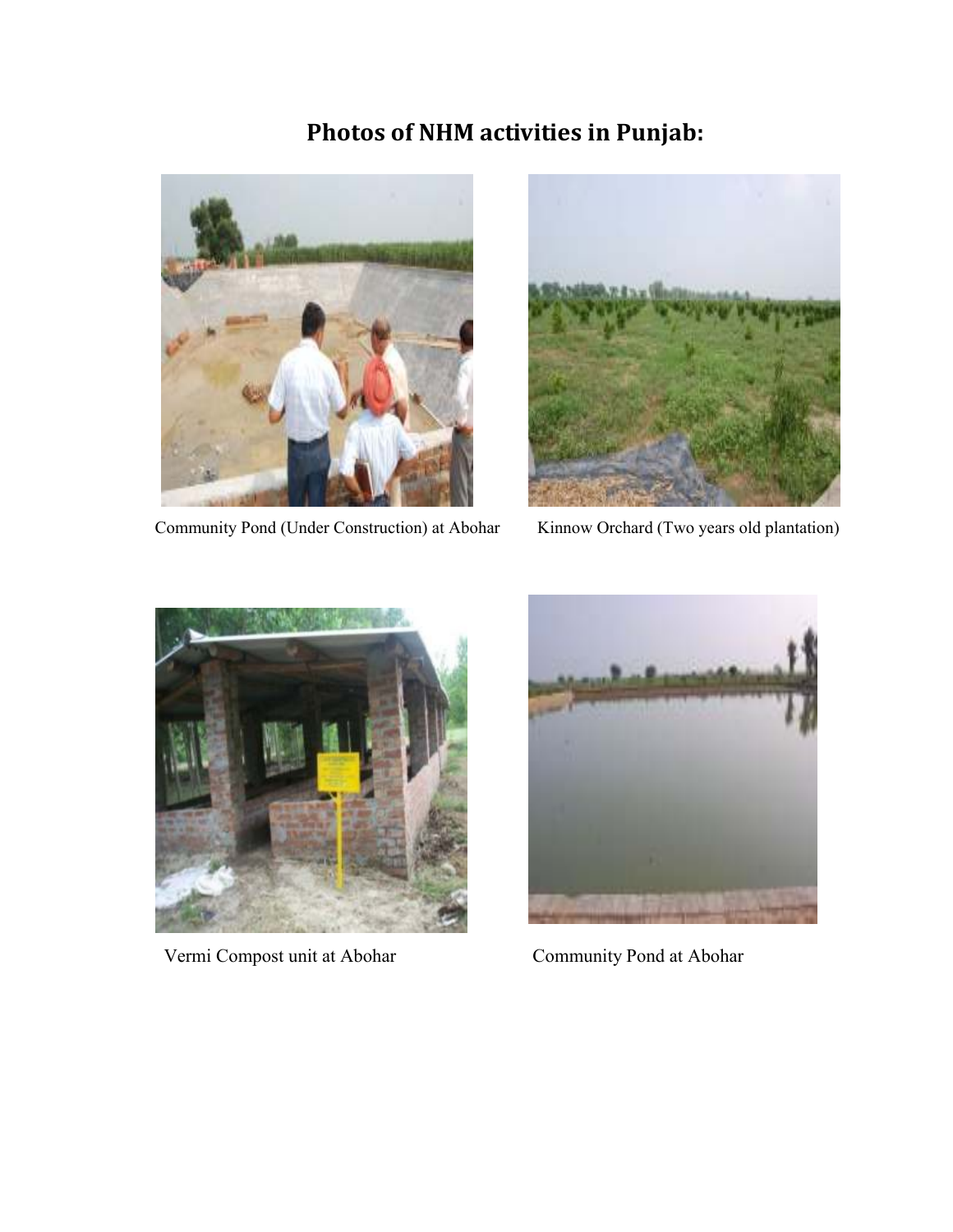## Photos of NHM activities in Punjab:

Community Pond (Under Construction) at Abohar

Kinnow Orchard (Two years old plantation)

Vermi Compost unit at Abohar

Community Pond at Abohar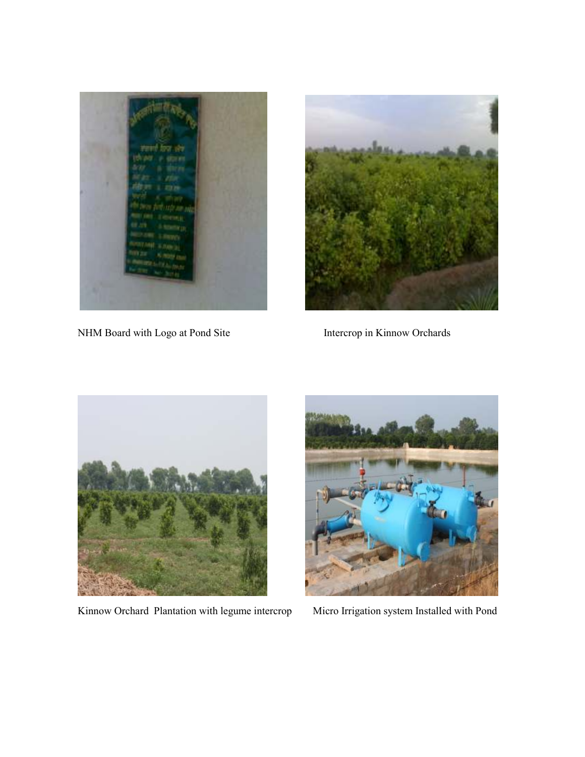NHM Board with Logo at Pond Site

Intercrop in Kinnow Orchards

Kinnow Orchard Plantation with legume intercrop

Micro Irrigation system Installed with Pond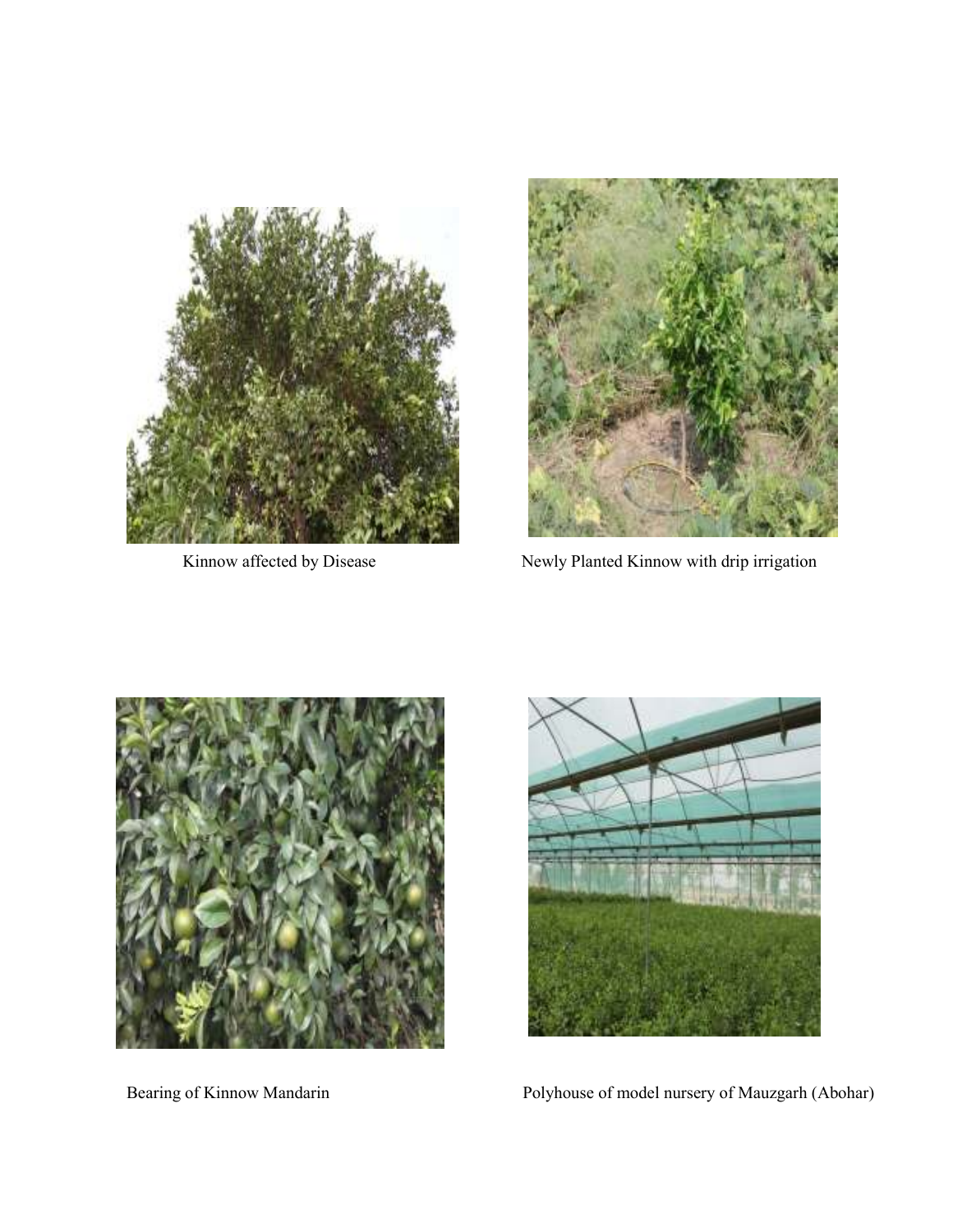Kinnow affected by Disease

Newly Planted Kinnow with drip irrigation

Bearing of Kinnow Mandarin

Polyhouse of model nursery of Mauzgarh (Abohar)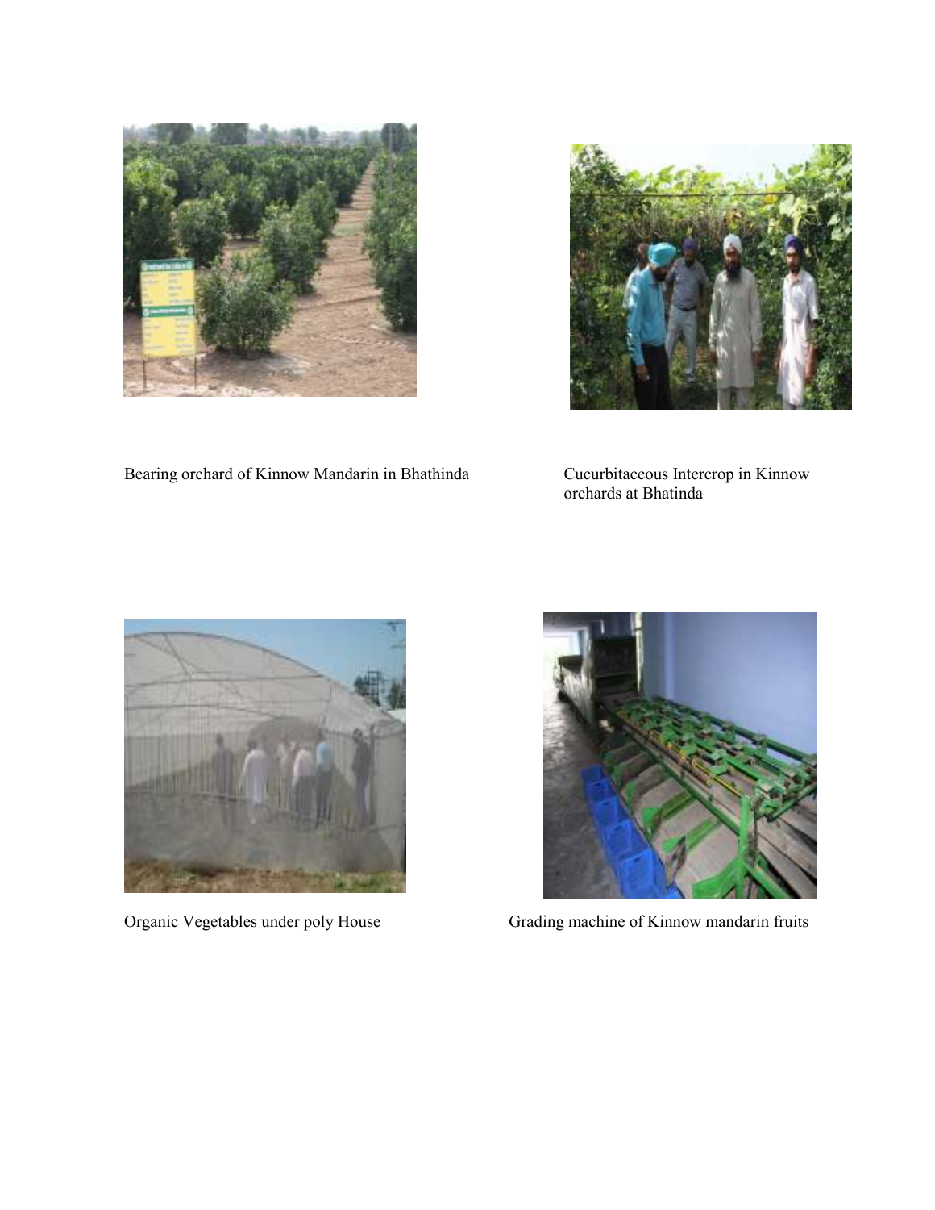Bearing orchard of Kinnow Mandarin in Bhathinda

Cucurbitaceous Intercrop in Kinnow orchards at Bhatinda

Organic Vegetables under poly House

Grading machine of Kinnow mandarin fruits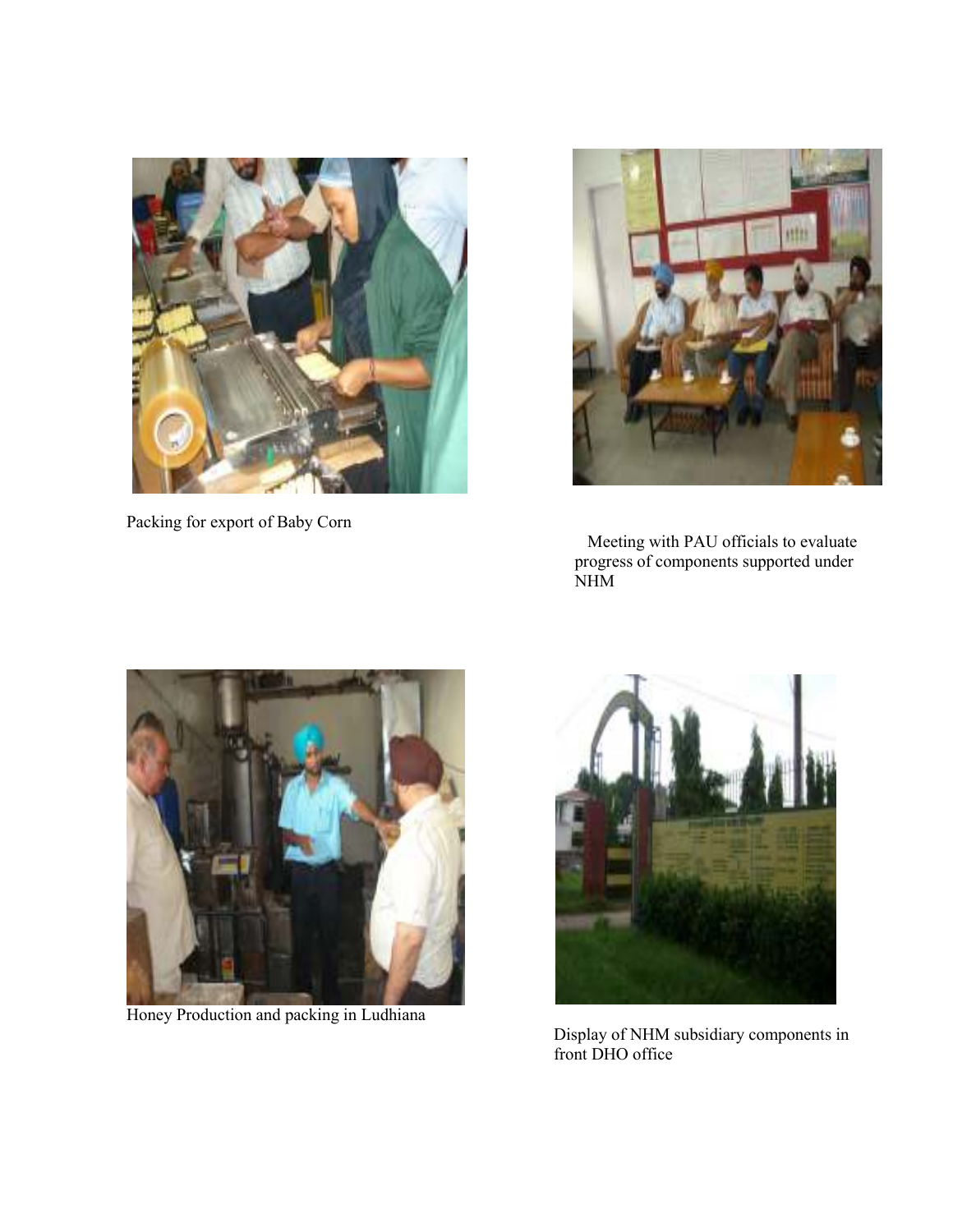Packing for export of Baby Corn

Meeting with PAU officials to evaluate progress of components supported under NHM

Honey Production and packing in Ludhiana

Display of NHM subsidiary components in front DHO office